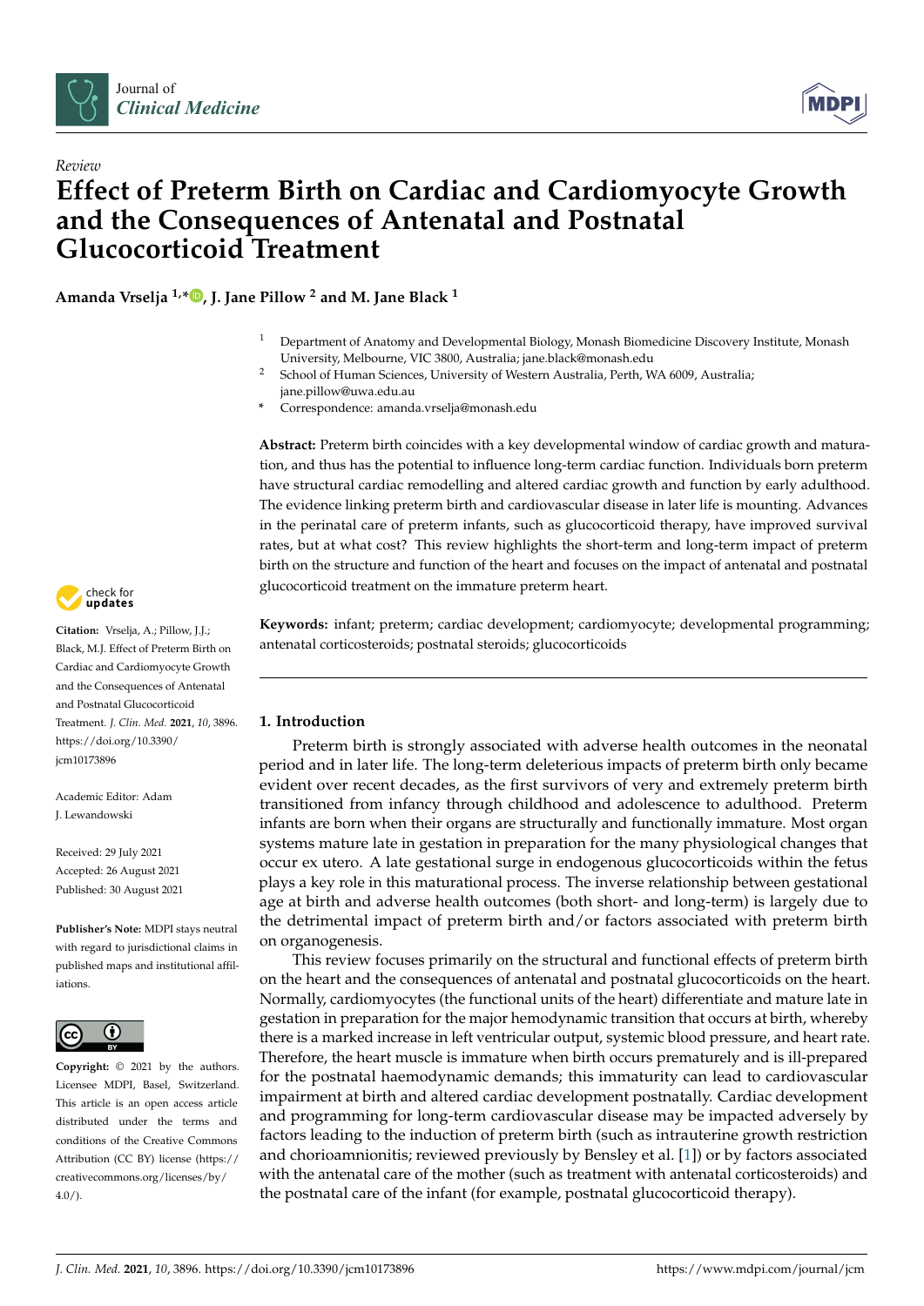Review

# Effect of Preterm Birth on Cardiac and Cardiomyocyte Growth and the Consequences of Antenatal and Postnatal Glucocorticoid Treatment

**Amanda Vrselja [1,*], J. Jane Pillow [2] and M. Jane Black [1]**

[1] Department of Anatomy and Developmental Biology, Monash Biomedicine Discovery Institute, Monash University, Melbourne, VIC 3800, Australia; jane.black@monash.edu

[2] School of Human Sciences, University of Western Australia, Perth, WA 6009, Australia; jane.pillow@uwa.edu.au

* Correspondence: amanda.vrselja@monash.edu

**Abstract:** Preterm birth coincides with a key developmental window of cardiac growth and maturation, and thus has the potential to influence long-term cardiac function. Individuals born preterm have structural cardiac remodelling and altered cardiac growth and function by early adulthood. The evidence linking preterm birth and cardiovascular disease in later life is mounting. Advances in the perinatal care of preterm infants, such as glucocorticoid therapy, have improved survival rates, but at what cost? This review highlights the short-term and long-term impact of preterm birth on the structure and function of the heart and focuses on the impact of antenatal and postnatal glucocorticoid treatment on the immature preterm heart.

**Keywords:** infant; preterm; cardiac development; cardiomyocyte; developmental programming; antenatal corticosteroids; postnatal steroids; glucocorticoids

**Citation:** Vrselja, A.; Pillow, J.J.; Black, M.J. Effect of Preterm Birth on Cardiac and Cardiomyocyte Growth and the Consequences of Antenatal and Postnatal Glucocorticoid Treatment. *J. Clin. Med.* **2021**, *10*, 3896. https://doi.org/10.3390/jcm10173896

Academic Editor: Adam J. Lewandowski

Received: 29 July 2021
Accepted: 26 August 2021
Published: 30 August 2021

**Publisher's Note:** MDPI stays neutral with regard to jurisdictional claims in published maps and institutional affiliations.

**Copyright:** © 2021 by the authors. Licensee MDPI, Basel, Switzerland. This article is an open access article distributed under the terms and conditions of the Creative Commons Attribution (CC BY) license (https://creativecommons.org/licenses/by/4.0/).

## 1. Introduction

Preterm birth is strongly associated with adverse health outcomes in the neonatal period and in later life. The long-term deleterious impacts of preterm birth only became evident over recent decades, as the first survivors of very and extremely preterm birth transitioned from infancy through childhood and adolescence to adulthood. Preterm infants are born when their organs are structurally and functionally immature. Most organ systems mature late in gestation in preparation for the many physiological changes that occur ex utero. A late gestational surge in endogenous glucocorticoids within the fetus plays a key role in this maturational process. The inverse relationship between gestational age at birth and adverse health outcomes (both short- and long-term) is largely due to the detrimental impact of preterm birth and/or factors associated with preterm birth on organogenesis.

This review focuses primarily on the structural and functional effects of preterm birth on the heart and the consequences of antenatal and postnatal glucocorticoids on the heart. Normally, cardiomyocytes (the functional units of the heart) differentiate and mature late in gestation in preparation for the major hemodynamic transition that occurs at birth, whereby there is a marked increase in left ventricular output, systemic blood pressure, and heart rate. Therefore, the heart muscle is immature when birth occurs prematurely and is ill-prepared for the postnatal haemodynamic demands; this immaturity can lead to cardiovascular impairment at birth and altered cardiac development postnatally. Cardiac development and programming for long-term cardiovascular disease may be impacted adversely by factors leading to the induction of preterm birth (such as intrauterine growth restriction and chorioamnionitis; reviewed previously by Bensley et al. [1]) or by factors associated with the antenatal care of the mother (such as treatment with antenatal corticosteroids) and the postnatal care of the infant (for example, postnatal glucocorticoid therapy).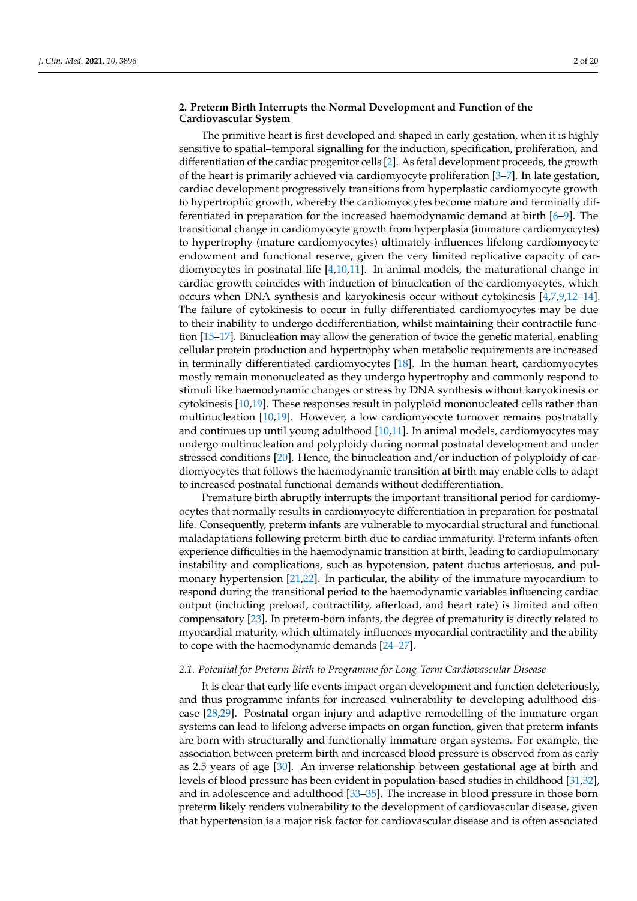## 2. Preterm Birth Interrupts the Normal Development and Function of the Cardiovascular System

The primitive heart is first developed and shaped in early gestation, when it is highly sensitive to spatial–temporal signalling for the induction, specification, proliferation, and differentiation of the cardiac progenitor cells [2]. As fetal development proceeds, the growth of the heart is primarily achieved via cardiomyocyte proliferation [3–7]. In late gestation, cardiac development progressively transitions from hyperplastic cardiomyocyte growth to hypertrophic growth, whereby the cardiomyocytes become mature and terminally differentiated in preparation for the increased haemodynamic demand at birth [6–9]. The transitional change in cardiomyocyte growth from hyperplasia (immature cardiomyocytes) to hypertrophy (mature cardiomyocytes) ultimately influences lifelong cardiomyocyte endowment and functional reserve, given the very limited replicative capacity of cardiomyocytes in postnatal life [4,10,11]. In animal models, the maturational change in cardiac growth coincides with induction of binucleation of the cardiomyocytes, which occurs when DNA synthesis and karyokinesis occur without cytokinesis [4,7,9,12–14]. The failure of cytokinesis to occur in fully differentiated cardiomyocytes may be due to their inability to undergo dedifferentiation, whilst maintaining their contractile function [15–17]. Binucleation may allow the generation of twice the genetic material, enabling cellular protein production and hypertrophy when metabolic requirements are increased in terminally differentiated cardiomyocytes [18]. In the human heart, cardiomyocytes mostly remain mononucleated as they undergo hypertrophy and commonly respond to stimuli like haemodynamic changes or stress by DNA synthesis without karyokinesis or cytokinesis [10,19]. These responses result in polyploid mononucleated cells rather than multinucleation [10,19]. However, a low cardiomyocyte turnover remains postnatally and continues up until young adulthood [10,11]. In animal models, cardiomyocytes may undergo multinucleation and polyploidy during normal postnatal development and under stressed conditions [20]. Hence, the binucleation and/or induction of polyploidy of cardiomyocytes that follows the haemodynamic transition at birth may enable cells to adapt to increased postnatal functional demands without dedifferentiation.

Premature birth abruptly interrupts the important transitional period for cardiomyocytes that normally results in cardiomyocyte differentiation in preparation for postnatal life. Consequently, preterm infants are vulnerable to myocardial structural and functional maladaptations following preterm birth due to cardiac immaturity. Preterm infants often experience difficulties in the haemodynamic transition at birth, leading to cardiopulmonary instability and complications, such as hypotension, patent ductus arteriosus, and pulmonary hypertension [21,22]. In particular, the ability of the immature myocardium to respond during the transitional period to the haemodynamic variables influencing cardiac output (including preload, contractility, afterload, and heart rate) is limited and often compensatory [23]. In preterm-born infants, the degree of prematurity is directly related to myocardial maturity, which ultimately influences myocardial contractility and the ability to cope with the haemodynamic demands [24–27].

### *2.1. Potential for Preterm Birth to Programme for Long-Term Cardiovascular Disease*

It is clear that early life events impact organ development and function deleteriously, and thus programme infants for increased vulnerability to developing adulthood disease [28,29]. Postnatal organ injury and adaptive remodelling of the immature organ systems can lead to lifelong adverse impacts on organ function, given that preterm infants are born with structurally and functionally immature organ systems. For example, the association between preterm birth and increased blood pressure is observed from as early as 2.5 years of age [30]. An inverse relationship between gestational age at birth and levels of blood pressure has been evident in population-based studies in childhood [31,32], and in adolescence and adulthood [33–35]. The increase in blood pressure in those born preterm likely renders vulnerability to the development of cardiovascular disease, given that hypertension is a major risk factor for cardiovascular disease and is often associated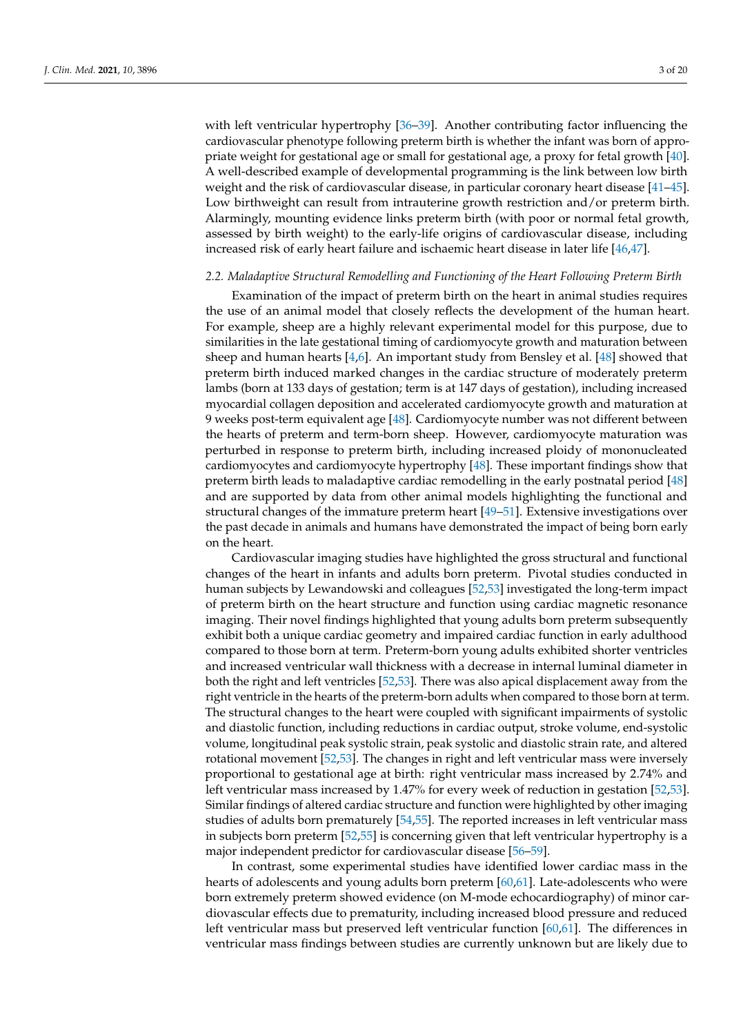with left ventricular hypertrophy [36–39]. Another contributing factor influencing the cardiovascular phenotype following preterm birth is whether the infant was born of appropriate weight for gestational age or small for gestational age, a proxy for fetal growth [40]. A well-described example of developmental programming is the link between low birth weight and the risk of cardiovascular disease, in particular coronary heart disease [41–45]. Low birthweight can result from intrauterine growth restriction and/or preterm birth. Alarmingly, mounting evidence links preterm birth (with poor or normal fetal growth, assessed by birth weight) to the early-life origins of cardiovascular disease, including increased risk of early heart failure and ischaemic heart disease in later life [46,47].

### *2.2. Maladaptive Structural Remodelling and Functioning of the Heart Following Preterm Birth*

Examination of the impact of preterm birth on the heart in animal studies requires the use of an animal model that closely reflects the development of the human heart. For example, sheep are a highly relevant experimental model for this purpose, due to similarities in the late gestational timing of cardiomyocyte growth and maturation between sheep and human hearts [4,6]. An important study from Bensley et al. [48] showed that preterm birth induced marked changes in the cardiac structure of moderately preterm lambs (born at 133 days of gestation; term is at 147 days of gestation), including increased myocardial collagen deposition and accelerated cardiomyocyte growth and maturation at 9 weeks post-term equivalent age [48]. Cardiomyocyte number was not different between the hearts of preterm and term-born sheep. However, cardiomyocyte maturation was perturbed in response to preterm birth, including increased ploidy of mononucleated cardiomyocytes and cardiomyocyte hypertrophy [48]. These important findings show that preterm birth leads to maladaptive cardiac remodelling in the early postnatal period [48] and are supported by data from other animal models highlighting the functional and structural changes of the immature preterm heart [49–51]. Extensive investigations over the past decade in animals and humans have demonstrated the impact of being born early on the heart.

Cardiovascular imaging studies have highlighted the gross structural and functional changes of the heart in infants and adults born preterm. Pivotal studies conducted in human subjects by Lewandowski and colleagues [52,53] investigated the long-term impact of preterm birth on the heart structure and function using cardiac magnetic resonance imaging. Their novel findings highlighted that young adults born preterm subsequently exhibit both a unique cardiac geometry and impaired cardiac function in early adulthood compared to those born at term. Preterm-born young adults exhibited shorter ventricles and increased ventricular wall thickness with a decrease in internal luminal diameter in both the right and left ventricles [52,53]. There was also apical displacement away from the right ventricle in the hearts of the preterm-born adults when compared to those born at term. The structural changes to the heart were coupled with significant impairments of systolic and diastolic function, including reductions in cardiac output, stroke volume, end-systolic volume, longitudinal peak systolic strain, peak systolic and diastolic strain rate, and altered rotational movement [52,53]. The changes in right and left ventricular mass were inversely proportional to gestational age at birth: right ventricular mass increased by 2.74% and left ventricular mass increased by 1.47% for every week of reduction in gestation [52,53]. Similar findings of altered cardiac structure and function were highlighted by other imaging studies of adults born prematurely [54,55]. The reported increases in left ventricular mass in subjects born preterm [52,55] is concerning given that left ventricular hypertrophy is a major independent predictor for cardiovascular disease [56–59].

In contrast, some experimental studies have identified lower cardiac mass in the hearts of adolescents and young adults born preterm [60,61]. Late-adolescents who were born extremely preterm showed evidence (on M-mode echocardiography) of minor cardiovascular effects due to prematurity, including increased blood pressure and reduced left ventricular mass but preserved left ventricular function [60,61]. The differences in ventricular mass findings between studies are currently unknown but are likely due to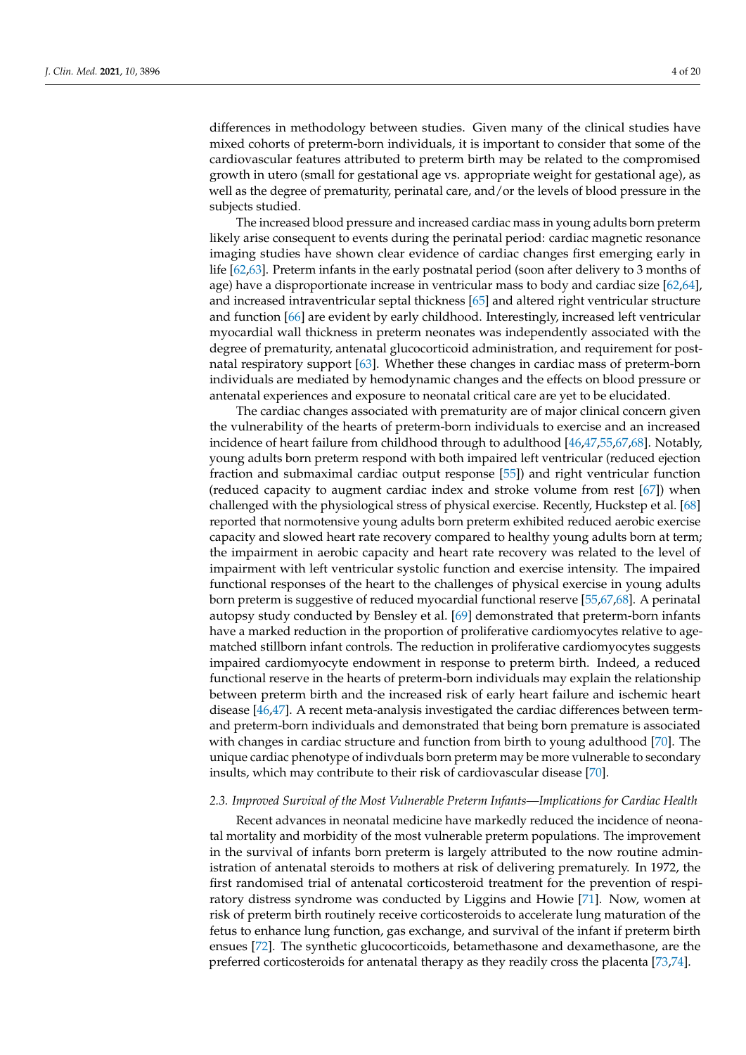differences in methodology between studies. Given many of the clinical studies have mixed cohorts of preterm-born individuals, it is important to consider that some of the cardiovascular features attributed to preterm birth may be related to the compromised growth in utero (small for gestational age vs. appropriate weight for gestational age), as well as the degree of prematurity, perinatal care, and/or the levels of blood pressure in the subjects studied.

The increased blood pressure and increased cardiac mass in young adults born preterm likely arise consequent to events during the perinatal period: cardiac magnetic resonance imaging studies have shown clear evidence of cardiac changes first emerging early in life [62,63]. Preterm infants in the early postnatal period (soon after delivery to 3 months of age) have a disproportionate increase in ventricular mass to body and cardiac size [62,64], and increased intraventricular septal thickness [65] and altered right ventricular structure and function [66] are evident by early childhood. Interestingly, increased left ventricular myocardial wall thickness in preterm neonates was independently associated with the degree of prematurity, antenatal glucocorticoid administration, and requirement for postnatal respiratory support [63]. Whether these changes in cardiac mass of preterm-born individuals are mediated by hemodynamic changes and the effects on blood pressure or antenatal experiences and exposure to neonatal critical care are yet to be elucidated.

The cardiac changes associated with prematurity are of major clinical concern given the vulnerability of the hearts of preterm-born individuals to exercise and an increased incidence of heart failure from childhood through to adulthood [46,47,55,67,68]. Notably, young adults born preterm respond with both impaired left ventricular (reduced ejection fraction and submaximal cardiac output response [55]) and right ventricular function (reduced capacity to augment cardiac index and stroke volume from rest [67]) when challenged with the physiological stress of physical exercise. Recently, Huckstep et al. [68] reported that normotensive young adults born preterm exhibited reduced aerobic exercise capacity and slowed heart rate recovery compared to healthy young adults born at term; the impairment in aerobic capacity and heart rate recovery was related to the level of impairment with left ventricular systolic function and exercise intensity. The impaired functional responses of the heart to the challenges of physical exercise in young adults born preterm is suggestive of reduced myocardial functional reserve [55,67,68]. A perinatal autopsy study conducted by Bensley et al. [69] demonstrated that preterm-born infants have a marked reduction in the proportion of proliferative cardiomyocytes relative to age-matched stillborn infant controls. The reduction in proliferative cardiomyocytes suggests impaired cardiomyocyte endowment in response to preterm birth. Indeed, a reduced functional reserve in the hearts of preterm-born individuals may explain the relationship between preterm birth and the increased risk of early heart failure and ischemic heart disease [46,47]. A recent meta-analysis investigated the cardiac differences between term- and preterm-born individuals and demonstrated that being born premature is associated with changes in cardiac structure and function from birth to young adulthood [70]. The unique cardiac phenotype of indivduals born preterm may be more vulnerable to secondary insults, which may contribute to their risk of cardiovascular disease [70].

### *2.3. Improved Survival of the Most Vulnerable Preterm Infants—Implications for Cardiac Health*

Recent advances in neonatal medicine have markedly reduced the incidence of neonatal mortality and morbidity of the most vulnerable preterm populations. The improvement in the survival of infants born preterm is largely attributed to the now routine administration of antenatal steroids to mothers at risk of delivering prematurely. In 1972, the first randomised trial of antenatal corticosteroid treatment for the prevention of respiratory distress syndrome was conducted by Liggins and Howie [71]. Now, women at risk of preterm birth routinely receive corticosteroids to accelerate lung maturation of the fetus to enhance lung function, gas exchange, and survival of the infant if preterm birth ensues [72]. The synthetic glucocorticoids, betamethasone and dexamethasone, are the preferred corticosteroids for antenatal therapy as they readily cross the placenta [73,74].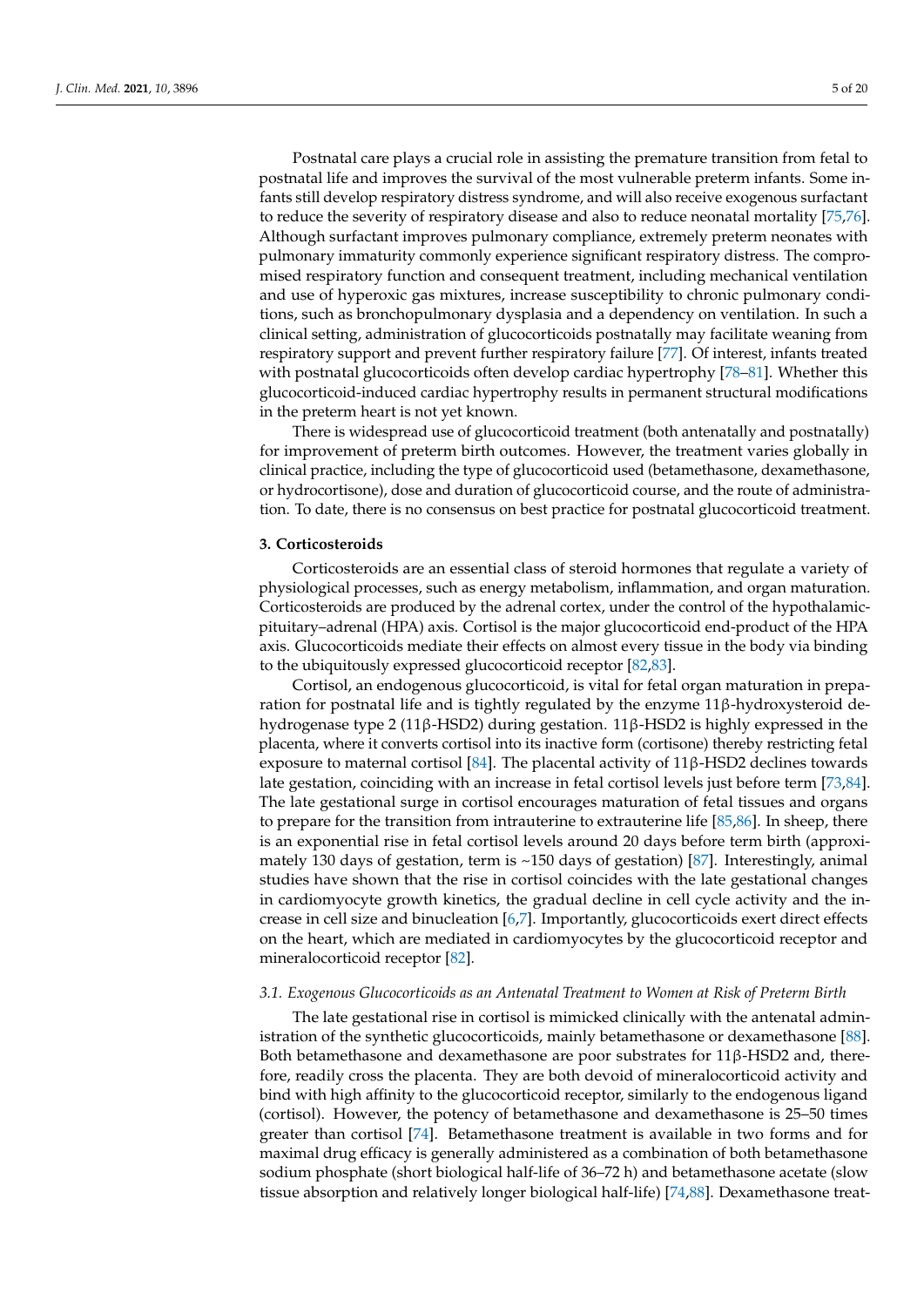Postnatal care plays a crucial role in assisting the premature transition from fetal to postnatal life and improves the survival of the most vulnerable preterm infants. Some infants still develop respiratory distress syndrome, and will also receive exogenous surfactant to reduce the severity of respiratory disease and also to reduce neonatal mortality [75,76]. Although surfactant improves pulmonary compliance, extremely preterm neonates with pulmonary immaturity commonly experience significant respiratory distress. The compromised respiratory function and consequent treatment, including mechanical ventilation and use of hyperoxic gas mixtures, increase susceptibility to chronic pulmonary conditions, such as bronchopulmonary dysplasia and a dependency on ventilation. In such a clinical setting, administration of glucocorticoids postnatally may facilitate weaning from respiratory support and prevent further respiratory failure [77]. Of interest, infants treated with postnatal glucocorticoids often develop cardiac hypertrophy [78–81]. Whether this glucocorticoid-induced cardiac hypertrophy results in permanent structural modifications in the preterm heart is not yet known.

There is widespread use of glucocorticoid treatment (both antenatally and postnatally) for improvement of preterm birth outcomes. However, the treatment varies globally in clinical practice, including the type of glucocorticoid used (betamethasone, dexamethasone, or hydrocortisone), dose and duration of glucocorticoid course, and the route of administration. To date, there is no consensus on best practice for postnatal glucocorticoid treatment.

## 3. Corticosteroids

Corticosteroids are an essential class of steroid hormones that regulate a variety of physiological processes, such as energy metabolism, inflammation, and organ maturation. Corticosteroids are produced by the adrenal cortex, under the control of the hypothalamic-pituitary–adrenal (HPA) axis. Cortisol is the major glucocorticoid end-product of the HPA axis. Glucocorticoids mediate their effects on almost every tissue in the body via binding to the ubiquitously expressed glucocorticoid receptor [82,83].

Cortisol, an endogenous glucocorticoid, is vital for fetal organ maturation in preparation for postnatal life and is tightly regulated by the enzyme 11β-hydroxysteroid dehydrogenase type 2 (11β-HSD2) during gestation. 11β-HSD2 is highly expressed in the placenta, where it converts cortisol into its inactive form (cortisone) thereby restricting fetal exposure to maternal cortisol [84]. The placental activity of 11β-HSD2 declines towards late gestation, coinciding with an increase in fetal cortisol levels just before term [73,84]. The late gestational surge in cortisol encourages maturation of fetal tissues and organs to prepare for the transition from intrauterine to extrauterine life [85,86]. In sheep, there is an exponential rise in fetal cortisol levels around 20 days before term birth (approximately 130 days of gestation, term is ~150 days of gestation) [87]. Interestingly, animal studies have shown that the rise in cortisol coincides with the late gestational changes in cardiomyocyte growth kinetics, the gradual decline in cell cycle activity and the increase in cell size and binucleation [6,7]. Importantly, glucocorticoids exert direct effects on the heart, which are mediated in cardiomyocytes by the glucocorticoid receptor and mineralocorticoid receptor [82].

### 3.1. Exogenous Glucocorticoids as an Antenatal Treatment to Women at Risk of Preterm Birth

The late gestational rise in cortisol is mimicked clinically with the antenatal administration of the synthetic glucocorticoids, mainly betamethasone or dexamethasone [88]. Both betamethasone and dexamethasone are poor substrates for 11β-HSD2 and, therefore, readily cross the placenta. They are both devoid of mineralocorticoid activity and bind with high affinity to the glucocorticoid receptor, similarly to the endogenous ligand (cortisol). However, the potency of betamethasone and dexamethasone is 25–50 times greater than cortisol [74]. Betamethasone treatment is available in two forms and for maximal drug efficacy is generally administered as a combination of both betamethasone sodium phosphate (short biological half-life of 36–72 h) and betamethasone acetate (slow tissue absorption and relatively longer biological half-life) [74,88]. Dexamethasone treat-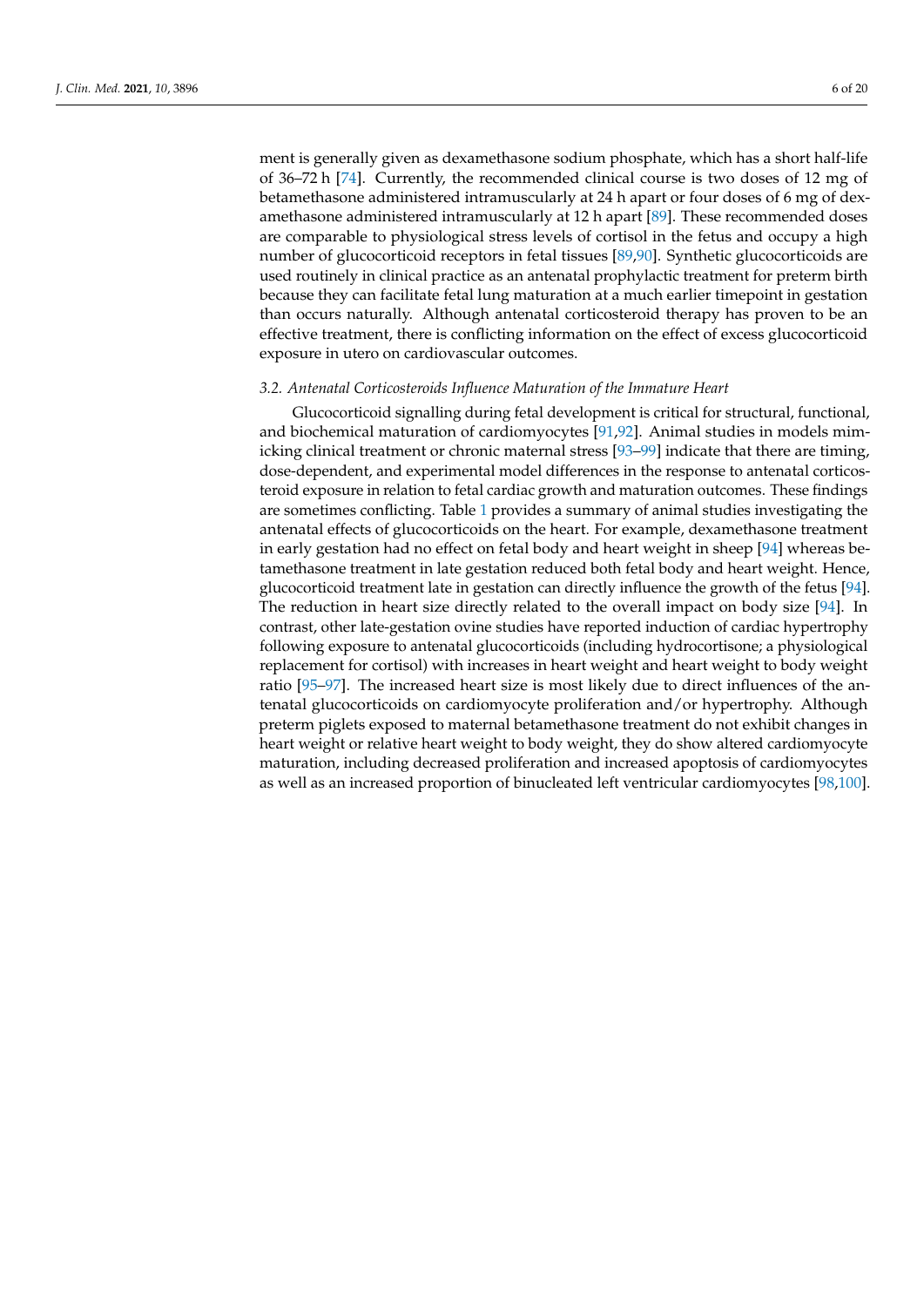ment is generally given as dexamethasone sodium phosphate, which has a short half-life of 36–72 h [74]. Currently, the recommended clinical course is two doses of 12 mg of betamethasone administered intramuscularly at 24 h apart or four doses of 6 mg of dexamethasone administered intramuscularly at 12 h apart [89]. These recommended doses are comparable to physiological stress levels of cortisol in the fetus and occupy a high number of glucocorticoid receptors in fetal tissues [89,90]. Synthetic glucocorticoids are used routinely in clinical practice as an antenatal prophylactic treatment for preterm birth because they can facilitate fetal lung maturation at a much earlier timepoint in gestation than occurs naturally. Although antenatal corticosteroid therapy has proven to be an effective treatment, there is conflicting information on the effect of excess glucocorticoid exposure in utero on cardiovascular outcomes.

### *3.2. Antenatal Corticosteroids Influence Maturation of the Immature Heart*

Glucocorticoid signalling during fetal development is critical for structural, functional, and biochemical maturation of cardiomyocytes [91,92]. Animal studies in models mimicking clinical treatment or chronic maternal stress [93–99] indicate that there are timing, dose-dependent, and experimental model differences in the response to antenatal corticosteroid exposure in relation to fetal cardiac growth and maturation outcomes. These findings are sometimes conflicting. Table 1 provides a summary of animal studies investigating the antenatal effects of glucocorticoids on the heart. For example, dexamethasone treatment in early gestation had no effect on fetal body and heart weight in sheep [94] whereas betamethasone treatment in late gestation reduced both fetal body and heart weight. Hence, glucocorticoid treatment late in gestation can directly influence the growth of the fetus [94]. The reduction in heart size directly related to the overall impact on body size [94]. In contrast, other late-gestation ovine studies have reported induction of cardiac hypertrophy following exposure to antenatal glucocorticoids (including hydrocortisone; a physiological replacement for cortisol) with increases in heart weight and heart weight to body weight ratio [95–97]. The increased heart size is most likely due to direct influences of the antenatal glucocorticoids on cardiomyocyte proliferation and/or hypertrophy. Although preterm piglets exposed to maternal betamethasone treatment do not exhibit changes in heart weight or relative heart weight to body weight, they do show altered cardiomyocyte maturation, including decreased proliferation and increased apoptosis of cardiomyocytes as well as an increased proportion of binucleated left ventricular cardiomyocytes [98,100].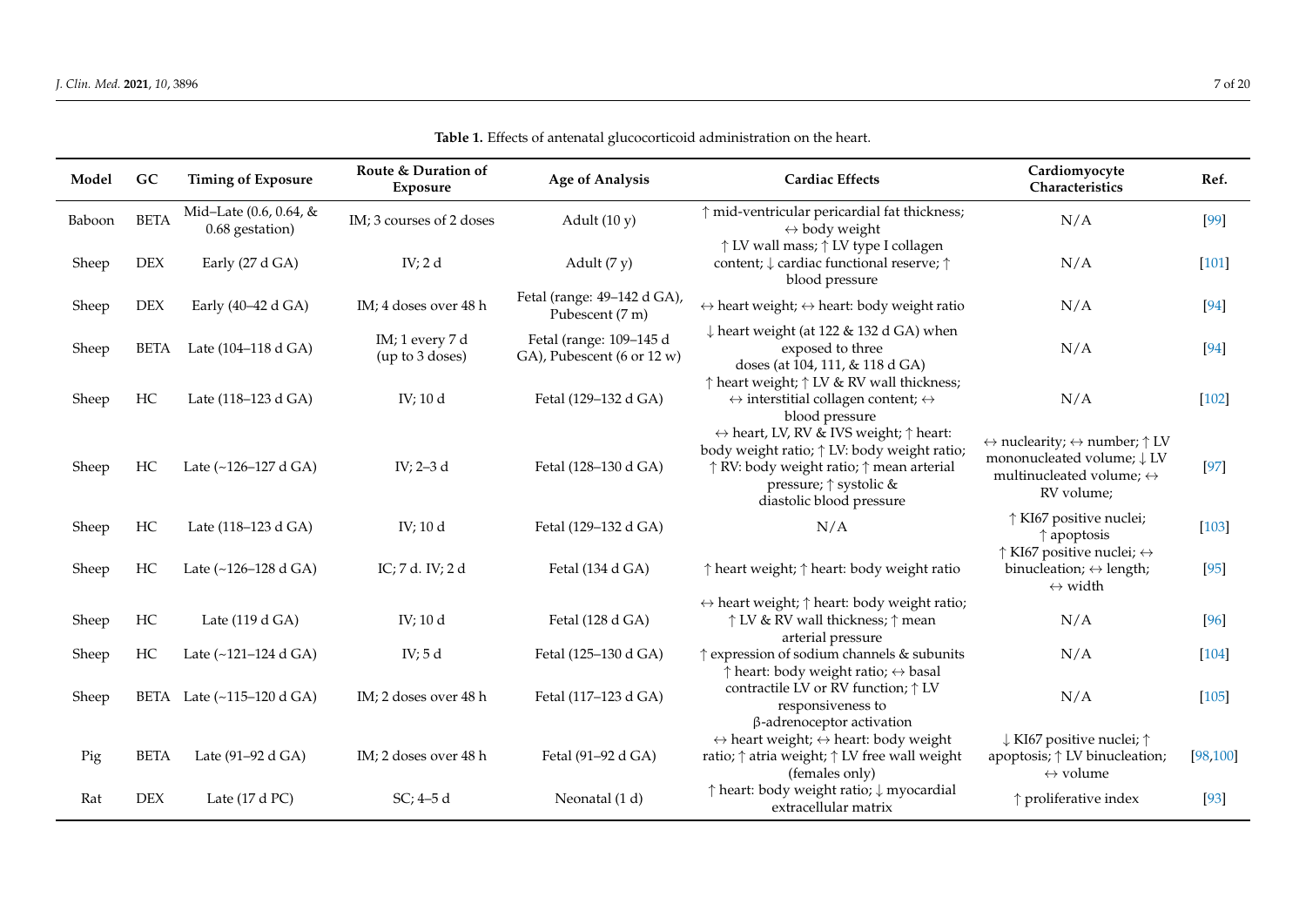**Table 1.** Effects of antenatal glucocorticoid administration on the heart.

| Model | GC | Timing of Exposure | Route & Duration of Exposure | Age of Analysis | Cardiac Effects | Cardiomyocyte Characteristics | Ref. |
|---|---|---|---|---|---|---|---|
| Baboon | BETA | Mid–Late (0.6, 0.64, & 0.68 gestation) | IM; 3 courses of 2 doses | Adult (10 y) | ↑ mid-ventricular pericardial fat thickness; ↔ body weight | N/A | [99] |
| Sheep | DEX | Early (27 d GA) | IV; 2 d | Adult (7 y) | ↑ LV wall mass; ↑ LV type I collagen content; ↓ cardiac functional reserve; ↑ blood pressure | N/A | [101] |
| Sheep | DEX | Early (40–42 d GA) | IM; 4 doses over 48 h | Fetal (range: 49–142 d GA), Pubescent (7 m) | ↔ heart weight; ↔ heart: body weight ratio | N/A | [94] |
| Sheep | BETA | Late (104–118 d GA) | IM; 1 every 7 d (up to 3 doses) | Fetal (range: 109–145 d GA), Pubescent (6 or 12 w) | ↓ heart weight (at 122 & 132 d GA) when exposed to three doses (at 104, 111, & 118 d GA) | N/A | [94] |
| Sheep | HC | Late (118–123 d GA) | IV; 10 d | Fetal (129–132 d GA) | ↑ heart weight; ↑ LV & RV wall thickness; ↔ interstitial collagen content; ↔ blood pressure | N/A | [102] |
| Sheep | HC | Late (~126–127 d GA) | IV; 2–3 d | Fetal (128–130 d GA) | ↔ heart, LV, RV & IVS weight; ↑ heart: body weight ratio; ↑ LV: body weight ratio; ↑ RV: body weight ratio; ↑ mean arterial pressure; ↑ systolic & diastolic blood pressure | ↔ nuclearity; ↔ number; ↑ LV mononucleated volume; ↓ LV multinucleated volume; ↔ RV volume; | [97] |
| Sheep | HC | Late (118–123 d GA) | IV; 10 d | Fetal (129–132 d GA) | N/A | ↑ KI67 positive nuclei; ↑ apoptosis | [103] |
| Sheep | HC | Late (~126–128 d GA) | IC; 7 d. IV; 2 d | Fetal (134 d GA) | ↑ heart weight; ↑ heart: body weight ratio | ↑ KI67 positive nuclei; ↔ binucleation; ↔ length; ↔ width | [95] |
| Sheep | HC | Late (119 d GA) | IV; 10 d | Fetal (128 d GA) | ↔ heart weight; ↑ heart: body weight ratio; ↑ LV & RV wall thickness; ↑ mean arterial pressure | N/A | [96] |
| Sheep | HC | Late (~121–124 d GA) | IV; 5 d | Fetal (125–130 d GA) | ↑ expression of sodium channels & subunits | N/A | [104] |
| Sheep | BETA | Late (~115–120 d GA) | IM; 2 doses over 48 h | Fetal (117–123 d GA) | ↑ heart: body weight ratio; ↔ basal contractile LV or RV function; ↑ LV responsiveness to β-adrenoceptor activation | N/A | [105] |
| Pig | BETA | Late (91–92 d GA) | IM; 2 doses over 48 h | Fetal (91–92 d GA) | ↔ heart weight; ↔ heart: body weight ratio; ↑ atria weight; ↑ LV free wall weight (females only) | ↓ KI67 positive nuclei; ↑ apoptosis; ↑ LV binucleation; ↔ volume | [98,100] |
| Rat | DEX | Late (17 d PC) | SC; 4–5 d | Neonatal (1 d) | ↑ heart: body weight ratio; ↓ myocardial extracellular matrix | ↑ proliferative index | [93] |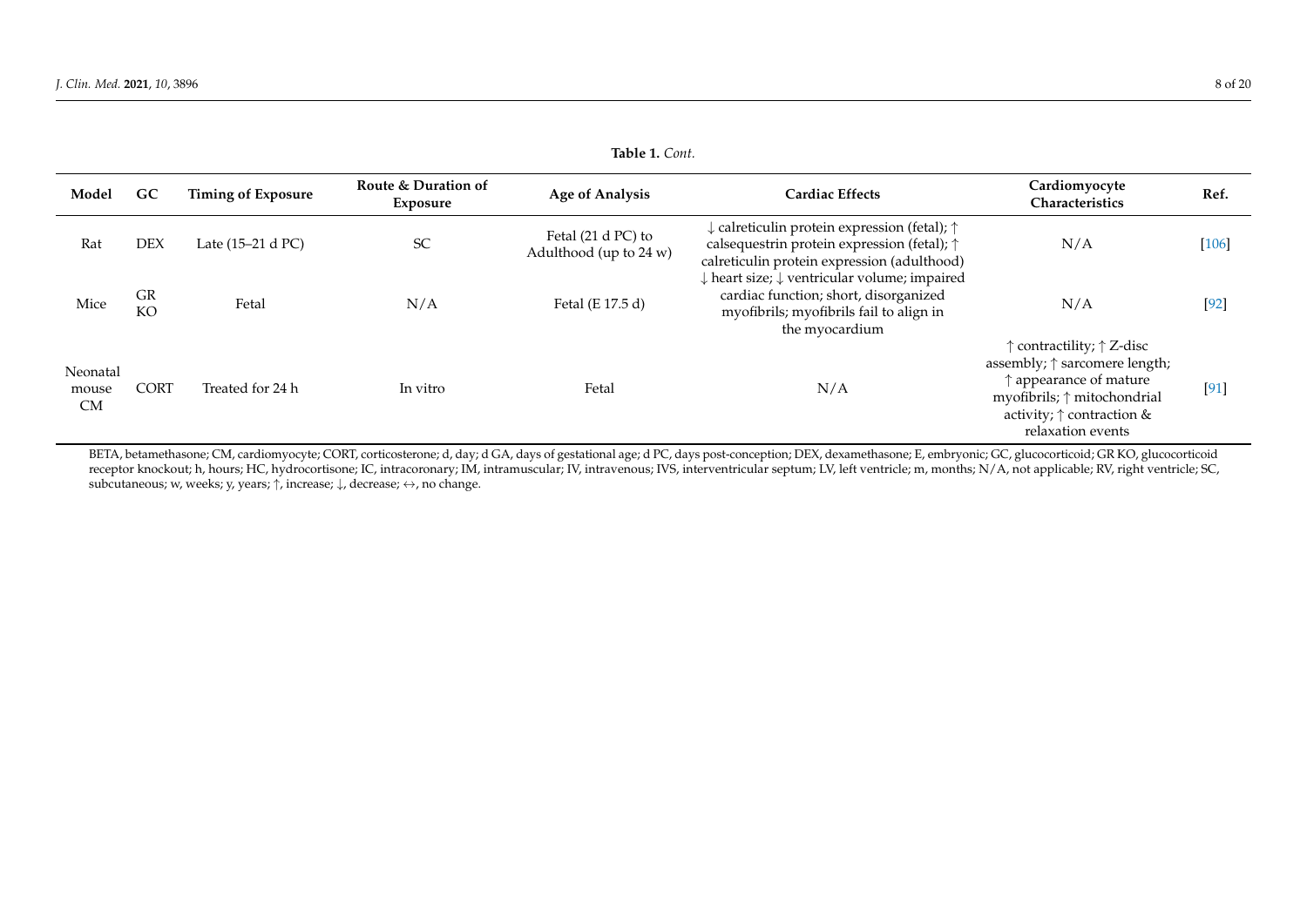**Table 1.** *Cont.*

| Model | GC | Timing of Exposure | Route & Duration of Exposure | Age of Analysis | Cardiac Effects | Cardiomyocyte Characteristics | Ref. |
|---|---|---|---|---|---|---|---|
| Rat | DEX | Late (15–21 d PC) | SC | Fetal (21 d PC) to Adulthood (up to 24 w) | ↓ calreticulin protein expression (fetal); ↑ calsequestrin protein expression (fetal); ↑ calreticulin protein expression (adulthood) | N/A | [106] |
| Mice | GR KO | Fetal | N/A | Fetal (E 17.5 d) | ↓ heart size; ↓ ventricular volume; impaired cardiac function; short, disorganized myofibrils; myofibrils fail to align in the myocardium | N/A | [92] |
| Neonatal mouse CM | CORT | Treated for 24 h | In vitro | Fetal | N/A | ↑ contractility; ↑ Z-disc assembly; ↑ sarcomere length; ↑ appearance of mature myofibrils; ↑ mitochondrial activity; ↑ contraction & relaxation events | [91] |

BETA, betamethasone; CM, cardiomyocyte; CORT, corticosterone; d, day; d GA, days of gestational age; d PC, days post-conception; DEX, dexamethasone; E, embryonic; GC, glucocorticoid; GR KO, glucocorticoid receptor knockout; h, hours; HC, hydrocortisone; IC, intracoronary; IM, intramuscular; IV, intravenous; IVS, interventricular septum; LV, left ventricle; m, months; N/A, not applicable; RV, right ventricle; SC, subcutaneous; w, weeks; y, years; ↑, increase; ↓, decrease; ↔, no change.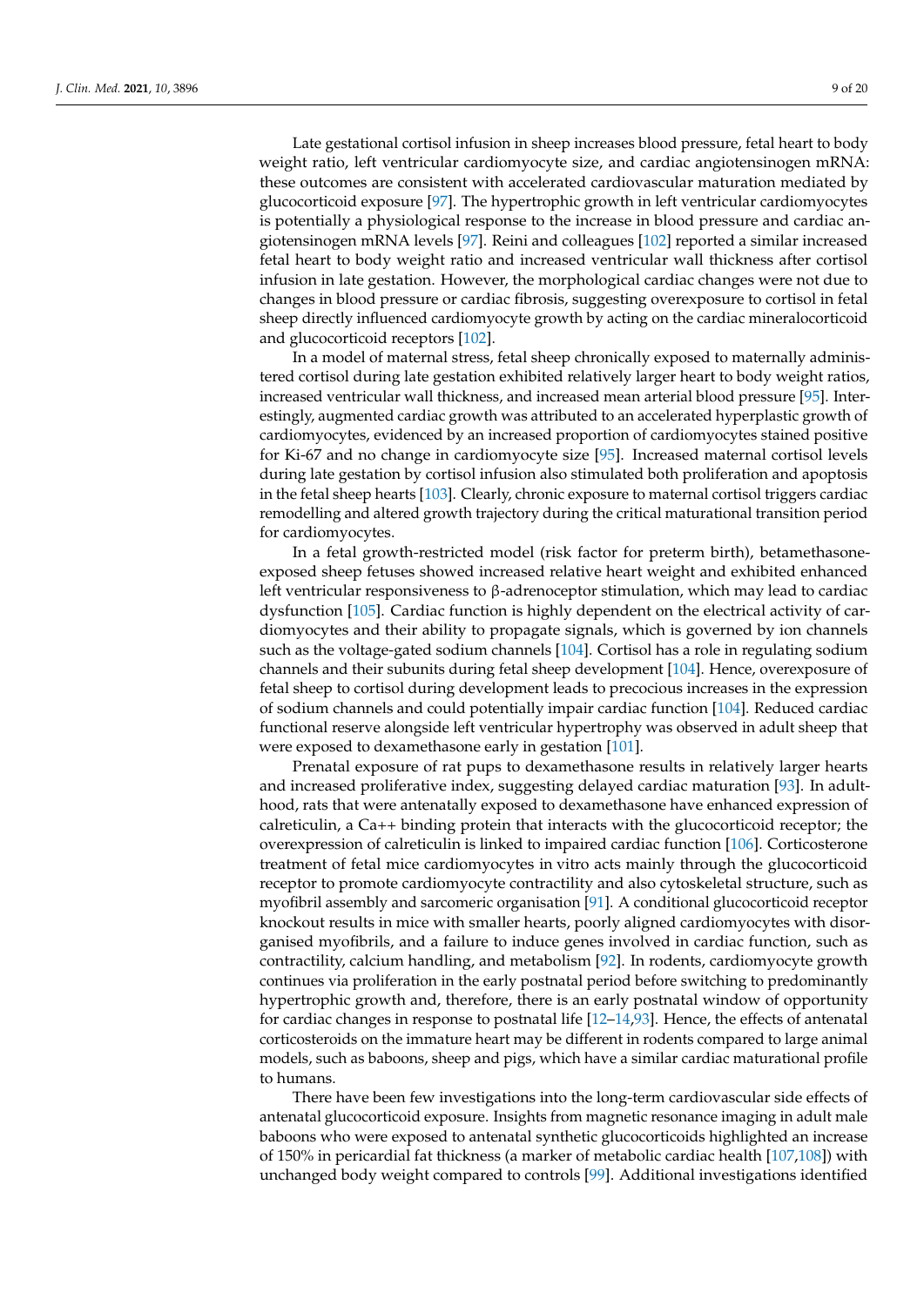Late gestational cortisol infusion in sheep increases blood pressure, fetal heart to body weight ratio, left ventricular cardiomyocyte size, and cardiac angiotensinogen mRNA: these outcomes are consistent with accelerated cardiovascular maturation mediated by glucocorticoid exposure [97]. The hypertrophic growth in left ventricular cardiomyocytes is potentially a physiological response to the increase in blood pressure and cardiac angiotensinogen mRNA levels [97]. Reini and colleagues [102] reported a similar increased fetal heart to body weight ratio and increased ventricular wall thickness after cortisol infusion in late gestation. However, the morphological cardiac changes were not due to changes in blood pressure or cardiac fibrosis, suggesting overexposure to cortisol in fetal sheep directly influenced cardiomyocyte growth by acting on the cardiac mineralocorticoid and glucocorticoid receptors [102].

In a model of maternal stress, fetal sheep chronically exposed to maternally administered cortisol during late gestation exhibited relatively larger heart to body weight ratios, increased ventricular wall thickness, and increased mean arterial blood pressure [95]. Interestingly, augmented cardiac growth was attributed to an accelerated hyperplastic growth of cardiomyocytes, evidenced by an increased proportion of cardiomyocytes stained positive for Ki-67 and no change in cardiomyocyte size [95]. Increased maternal cortisol levels during late gestation by cortisol infusion also stimulated both proliferation and apoptosis in the fetal sheep hearts [103]. Clearly, chronic exposure to maternal cortisol triggers cardiac remodelling and altered growth trajectory during the critical maturational transition period for cardiomyocytes.

In a fetal growth-restricted model (risk factor for preterm birth), betamethasone-exposed sheep fetuses showed increased relative heart weight and exhibited enhanced left ventricular responsiveness to β-adrenoceptor stimulation, which may lead to cardiac dysfunction [105]. Cardiac function is highly dependent on the electrical activity of cardiomyocytes and their ability to propagate signals, which is governed by ion channels such as the voltage-gated sodium channels [104]. Cortisol has a role in regulating sodium channels and their subunits during fetal sheep development [104]. Hence, overexposure of fetal sheep to cortisol during development leads to precocious increases in the expression of sodium channels and could potentially impair cardiac function [104]. Reduced cardiac functional reserve alongside left ventricular hypertrophy was observed in adult sheep that were exposed to dexamethasone early in gestation [101].

Prenatal exposure of rat pups to dexamethasone results in relatively larger hearts and increased proliferative index, suggesting delayed cardiac maturation [93]. In adulthood, rats that were antenatally exposed to dexamethasone have enhanced expression of calreticulin, a Ca++ binding protein that interacts with the glucocorticoid receptor; the overexpression of calreticulin is linked to impaired cardiac function [106]. Corticosterone treatment of fetal mice cardiomyocytes in vitro acts mainly through the glucocorticoid receptor to promote cardiomyocyte contractility and also cytoskeletal structure, such as myofibril assembly and sarcomeric organisation [91]. A conditional glucocorticoid receptor knockout results in mice with smaller hearts, poorly aligned cardiomyocytes with disorganised myofibrils, and a failure to induce genes involved in cardiac function, such as contractility, calcium handling, and metabolism [92]. In rodents, cardiomyocyte growth continues via proliferation in the early postnatal period before switching to predominantly hypertrophic growth and, therefore, there is an early postnatal window of opportunity for cardiac changes in response to postnatal life [12–14,93]. Hence, the effects of antenatal corticosteroids on the immature heart may be different in rodents compared to large animal models, such as baboons, sheep and pigs, which have a similar cardiac maturational profile to humans.

There have been few investigations into the long-term cardiovascular side effects of antenatal glucocorticoid exposure. Insights from magnetic resonance imaging in adult male baboons who were exposed to antenatal synthetic glucocorticoids highlighted an increase of 150% in pericardial fat thickness (a marker of metabolic cardiac health [107,108]) with unchanged body weight compared to controls [99]. Additional investigations identified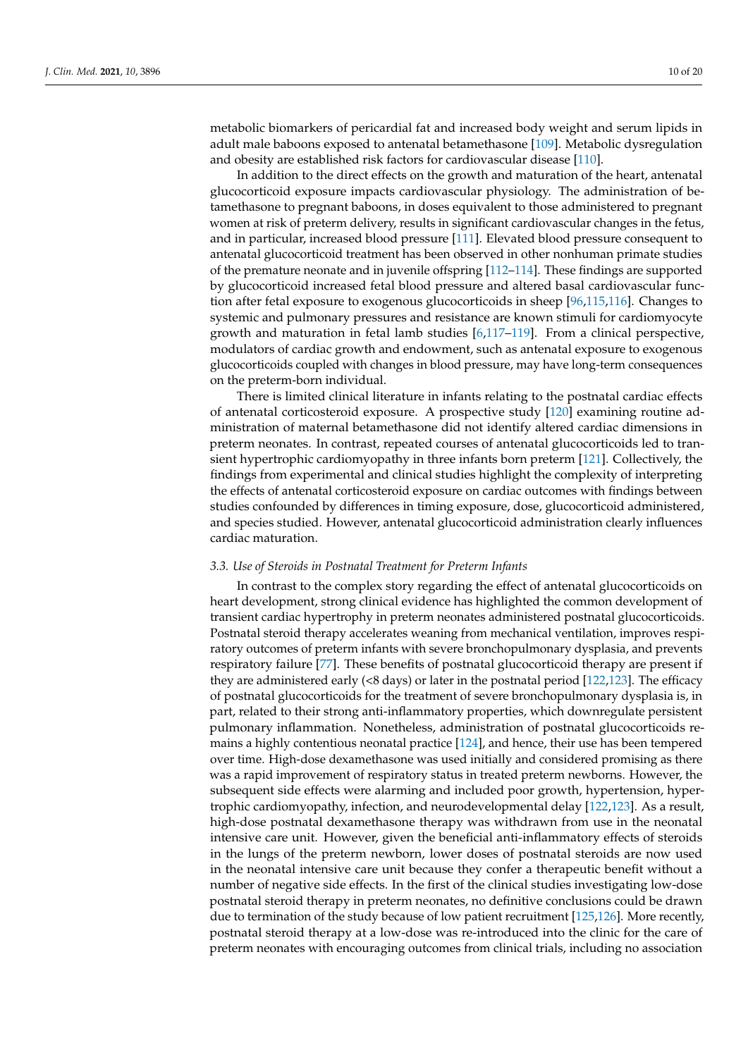metabolic biomarkers of pericardial fat and increased body weight and serum lipids in adult male baboons exposed to antenatal betamethasone [109]. Metabolic dysregulation and obesity are established risk factors for cardiovascular disease [110].

In addition to the direct effects on the growth and maturation of the heart, antenatal glucocorticoid exposure impacts cardiovascular physiology. The administration of betamethasone to pregnant baboons, in doses equivalent to those administered to pregnant women at risk of preterm delivery, results in significant cardiovascular changes in the fetus, and in particular, increased blood pressure [111]. Elevated blood pressure consequent to antenatal glucocorticoid treatment has been observed in other nonhuman primate studies of the premature neonate and in juvenile offspring [112–114]. These findings are supported by glucocorticoid increased fetal blood pressure and altered basal cardiovascular function after fetal exposure to exogenous glucocorticoids in sheep [96,115,116]. Changes to systemic and pulmonary pressures and resistance are known stimuli for cardiomyocyte growth and maturation in fetal lamb studies [6,117–119]. From a clinical perspective, modulators of cardiac growth and endowment, such as antenatal exposure to exogenous glucocorticoids coupled with changes in blood pressure, may have long-term consequences on the preterm-born individual.

There is limited clinical literature in infants relating to the postnatal cardiac effects of antenatal corticosteroid exposure. A prospective study [120] examining routine administration of maternal betamethasone did not identify altered cardiac dimensions in preterm neonates. In contrast, repeated courses of antenatal glucocorticoids led to transient hypertrophic cardiomyopathy in three infants born preterm [121]. Collectively, the findings from experimental and clinical studies highlight the complexity of interpreting the effects of antenatal corticosteroid exposure on cardiac outcomes with findings between studies confounded by differences in timing exposure, dose, glucocorticoid administered, and species studied. However, antenatal glucocorticoid administration clearly influences cardiac maturation.

### 3.3. Use of Steroids in Postnatal Treatment for Preterm Infants

In contrast to the complex story regarding the effect of antenatal glucocorticoids on heart development, strong clinical evidence has highlighted the common development of transient cardiac hypertrophy in preterm neonates administered postnatal glucocorticoids. Postnatal steroid therapy accelerates weaning from mechanical ventilation, improves respiratory outcomes of preterm infants with severe bronchopulmonary dysplasia, and prevents respiratory failure [77]. These benefits of postnatal glucocorticoid therapy are present if they are administered early (<8 days) or later in the postnatal period [122,123]. The efficacy of postnatal glucocorticoids for the treatment of severe bronchopulmonary dysplasia is, in part, related to their strong anti-inflammatory properties, which downregulate persistent pulmonary inflammation. Nonetheless, administration of postnatal glucocorticoids remains a highly contentious neonatal practice [124], and hence, their use has been tempered over time. High-dose dexamethasone was used initially and considered promising as there was a rapid improvement of respiratory status in treated preterm newborns. However, the subsequent side effects were alarming and included poor growth, hypertension, hypertrophic cardiomyopathy, infection, and neurodevelopmental delay [122,123]. As a result, high-dose postnatal dexamethasone therapy was withdrawn from use in the neonatal intensive care unit. However, given the beneficial anti-inflammatory effects of steroids in the lungs of the preterm newborn, lower doses of postnatal steroids are now used in the neonatal intensive care unit because they confer a therapeutic benefit without a number of negative side effects. In the first of the clinical studies investigating low-dose postnatal steroid therapy in preterm neonates, no definitive conclusions could be drawn due to termination of the study because of low patient recruitment [125,126]. More recently, postnatal steroid therapy at a low-dose was re-introduced into the clinic for the care of preterm neonates with encouraging outcomes from clinical trials, including no association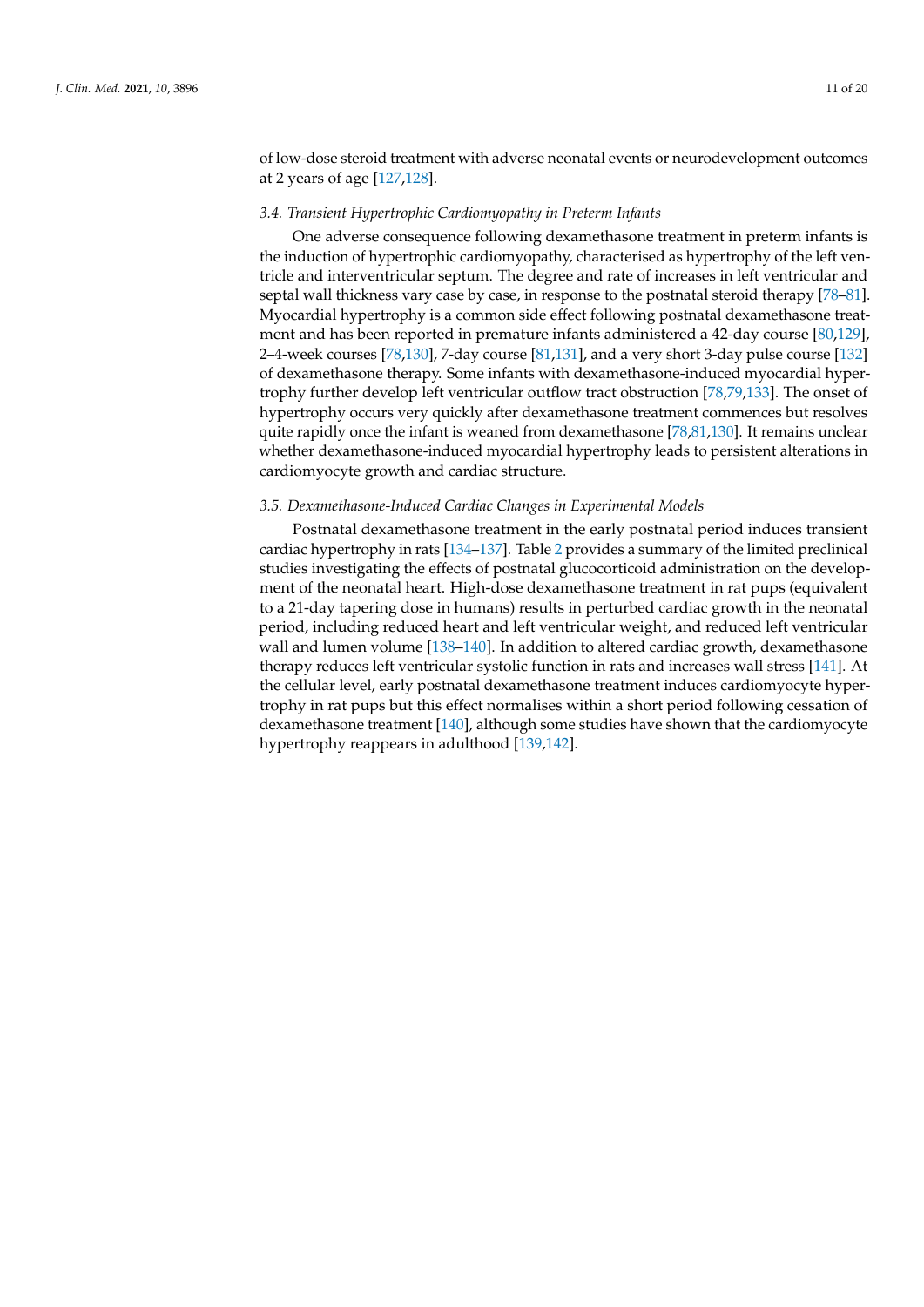of low-dose steroid treatment with adverse neonatal events or neurodevelopment outcomes at 2 years of age [127,128].

### 3.4. Transient Hypertrophic Cardiomyopathy in Preterm Infants

One adverse consequence following dexamethasone treatment in preterm infants is the induction of hypertrophic cardiomyopathy, characterised as hypertrophy of the left ventricle and interventricular septum. The degree and rate of increases in left ventricular and septal wall thickness vary case by case, in response to the postnatal steroid therapy [78–81]. Myocardial hypertrophy is a common side effect following postnatal dexamethasone treatment and has been reported in premature infants administered a 42-day course [80,129], 2–4-week courses [78,130], 7-day course [81,131], and a very short 3-day pulse course [132] of dexamethasone therapy. Some infants with dexamethasone-induced myocardial hypertrophy further develop left ventricular outflow tract obstruction [78,79,133]. The onset of hypertrophy occurs very quickly after dexamethasone treatment commences but resolves quite rapidly once the infant is weaned from dexamethasone [78,81,130]. It remains unclear whether dexamethasone-induced myocardial hypertrophy leads to persistent alterations in cardiomyocyte growth and cardiac structure.

### 3.5. Dexamethasone-Induced Cardiac Changes in Experimental Models

Postnatal dexamethasone treatment in the early postnatal period induces transient cardiac hypertrophy in rats [134–137]. Table 2 provides a summary of the limited preclinical studies investigating the effects of postnatal glucocorticoid administration on the development of the neonatal heart. High-dose dexamethasone treatment in rat pups (equivalent to a 21-day tapering dose in humans) results in perturbed cardiac growth in the neonatal period, including reduced heart and left ventricular weight, and reduced left ventricular wall and lumen volume [138–140]. In addition to altered cardiac growth, dexamethasone therapy reduces left ventricular systolic function in rats and increases wall stress [141]. At the cellular level, early postnatal dexamethasone treatment induces cardiomyocyte hypertrophy in rat pups but this effect normalises within a short period following cessation of dexamethasone treatment [140], although some studies have shown that the cardiomyocyte hypertrophy reappears in adulthood [139,142].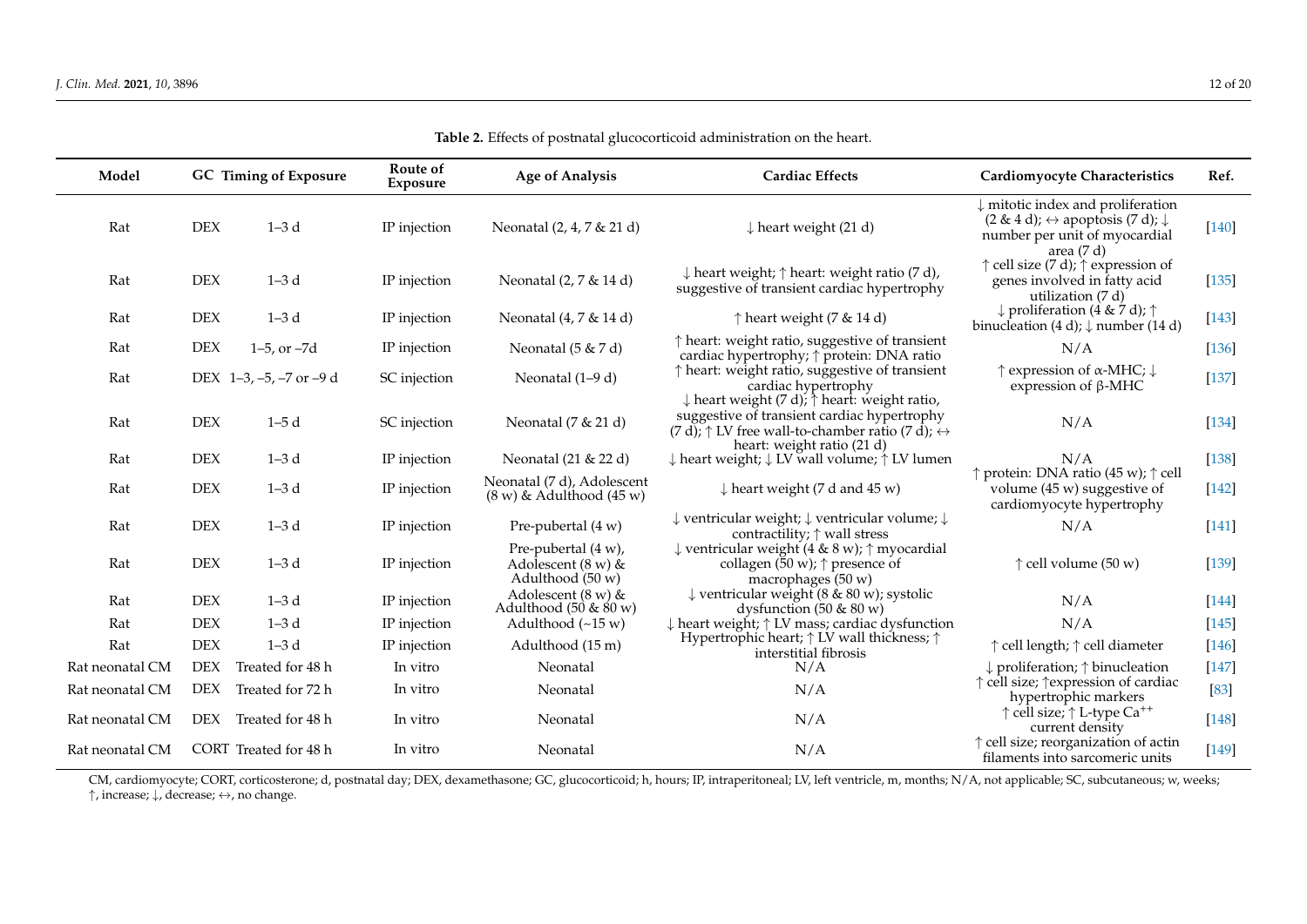**Table 2.** Effects of postnatal glucocorticoid administration on the heart.

| Model | GC | Timing of Exposure | Route of Exposure | Age of Analysis | Cardiac Effects | Cardiomyocyte Characteristics | Ref. |
|---|---|---|---|---|---|---|---|
| Rat | DEX | 1–3 d | IP injection | Neonatal (2, 4, 7 & 21 d) | ↓ heart weight (21 d) | ↓ mitotic index and proliferation (2 & 4 d); ↔ apoptosis (7 d); ↓ number per unit of myocardial area (7 d) | [140] |
| Rat | DEX | 1–3 d | IP injection | Neonatal (2, 7 & 14 d) | ↓ heart weight; ↑ heart: weight ratio (7 d), suggestive of transient cardiac hypertrophy | ↑ cell size (7 d); ↑ expression of genes involved in fatty acid utilization (7 d) | [135] |
| Rat | DEX | 1–3 d | IP injection | Neonatal (4, 7 & 14 d) | ↑ heart weight (7 & 14 d) | ↓ proliferation (4 & 7 d); ↑ binucleation (4 d); ↓ number (14 d) | [143] |
| Rat | DEX | 1–5, or –7d | IP injection | Neonatal (5 & 7 d) | ↑ heart: weight ratio, suggestive of transient cardiac hypertrophy; ↑ protein: DNA ratio | N/A | [136] |
| Rat | DEX | 1–3, –5, –7 or –9 d | SC injection | Neonatal (1–9 d) | ↑ heart: weight ratio, suggestive of transient cardiac hypertrophy | ↑ expression of α-MHC; ↓ expression of β-MHC | [137] |
| Rat | DEX | 1–5 d | SC injection | Neonatal (7 & 21 d) | ↓ heart weight (7 d); ↑ heart: weight ratio, suggestive of transient cardiac hypertrophy (7 d); ↑ LV free wall-to-chamber ratio (7 d); ↔ heart: weight ratio (21 d) | N/A | [134] |
| Rat | DEX | 1–3 d | IP injection | Neonatal (21 & 22 d) | ↓ heart weight; ↓ LV wall volume; ↑ LV lumen | N/A | [138] |
| Rat | DEX | 1–3 d | IP injection | Neonatal (7 d), Adolescent (8 w) & Adulthood (45 w) | ↓ heart weight (7 d and 45 w) | ↑ protein: DNA ratio (45 w); ↑ cell volume (45 w) suggestive of cardiomyocyte hypertrophy | [142] |
| Rat | DEX | 1–3 d | IP injection | Pre-pubertal (4 w) | ↓ ventricular weight; ↓ ventricular volume; ↓ contractility; ↑ wall stress | N/A | [141] |
| Rat | DEX | 1–3 d | IP injection | Pre-pubertal (4 w), Adolescent (8 w) & Adulthood (50 w) | ↓ ventricular weight (4 & 8 w); ↑ myocardial collagen (50 w); ↑ presence of macrophages (50 w) | ↑ cell volume (50 w) | [139] |
| Rat | DEX | 1–3 d | IP injection | Adolescent (8 w) & Adulthood (50 & 80 w) | ↓ ventricular weight (8 & 80 w); systolic dysfunction (50 & 80 w) | N/A | [144] |
| Rat | DEX | 1–3 d | IP injection | Adulthood (~15 w) | ↓ heart weight; ↑ LV mass; cardiac dysfunction | N/A | [145] |
| Rat | DEX | 1–3 d | IP injection | Adulthood (15 m) | Hypertrophic heart; ↑ LV wall thickness; ↑ interstitial fibrosis | ↑ cell length; ↑ cell diameter | [146] |
| Rat neonatal CM | DEX | Treated for 48 h | In vitro | Neonatal | N/A | ↓ proliferation; ↑ binucleation | [147] |
| Rat neonatal CM | DEX | Treated for 72 h | In vitro | Neonatal | N/A | ↑ cell size; ↑expression of cardiac hypertrophic markers | [83] |
| Rat neonatal CM | DEX | Treated for 48 h | In vitro | Neonatal | N/A | ↑ cell size; ↑ L-type $Ca^{++}$ current density | [148] |
| Rat neonatal CM | CORT | Treated for 48 h | In vitro | Neonatal | N/A | ↑ cell size; reorganization of actin filaments into sarcomeric units | [149] |

CM, cardiomyocyte; CORT, corticosterone; d, postnatal day; DEX, dexamethasone; GC, glucocorticoid; h, hours; IP, intraperitoneal; LV, left ventricle, m, months; N/A, not applicable; SC, subcutaneous; w, weeks; ↑, increase; ↓, decrease; ↔, no change.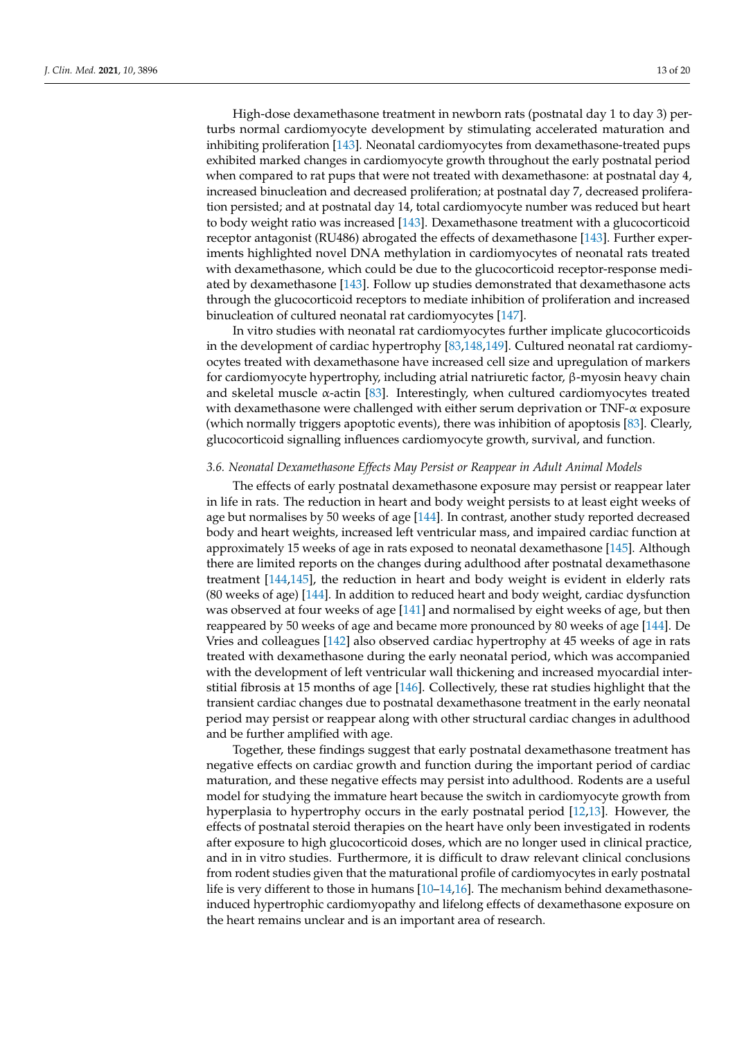High-dose dexamethasone treatment in newborn rats (postnatal day 1 to day 3) perturbs normal cardiomyocyte development by stimulating accelerated maturation and inhibiting proliferation [143]. Neonatal cardiomyocytes from dexamethasone-treated pups exhibited marked changes in cardiomyocyte growth throughout the early postnatal period when compared to rat pups that were not treated with dexamethasone: at postnatal day 4, increased binucleation and decreased proliferation; at postnatal day 7, decreased proliferation persisted; and at postnatal day 14, total cardiomyocyte number was reduced but heart to body weight ratio was increased [143]. Dexamethasone treatment with a glucocorticoid receptor antagonist (RU486) abrogated the effects of dexamethasone [143]. Further experiments highlighted novel DNA methylation in cardiomyocytes of neonatal rats treated with dexamethasone, which could be due to the glucocorticoid receptor-response mediated by dexamethasone [143]. Follow up studies demonstrated that dexamethasone acts through the glucocorticoid receptors to mediate inhibition of proliferation and increased binucleation of cultured neonatal rat cardiomyocytes [147].

In vitro studies with neonatal rat cardiomyocytes further implicate glucocorticoids in the development of cardiac hypertrophy [83,148,149]. Cultured neonatal rat cardiomyocytes treated with dexamethasone have increased cell size and upregulation of markers for cardiomyocyte hypertrophy, including atrial natriuretic factor, β-myosin heavy chain and skeletal muscle α-actin [83]. Interestingly, when cultured cardiomyocytes treated with dexamethasone were challenged with either serum deprivation or TNF-α exposure (which normally triggers apoptotic events), there was inhibition of apoptosis [83]. Clearly, glucocorticoid signalling influences cardiomyocyte growth, survival, and function.

### 3.6. Neonatal Dexamethasone Effects May Persist or Reappear in Adult Animal Models

The effects of early postnatal dexamethasone exposure may persist or reappear later in life in rats. The reduction in heart and body weight persists to at least eight weeks of age but normalises by 50 weeks of age [144]. In contrast, another study reported decreased body and heart weights, increased left ventricular mass, and impaired cardiac function at approximately 15 weeks of age in rats exposed to neonatal dexamethasone [145]. Although there are limited reports on the changes during adulthood after postnatal dexamethasone treatment [144,145], the reduction in heart and body weight is evident in elderly rats (80 weeks of age) [144]. In addition to reduced heart and body weight, cardiac dysfunction was observed at four weeks of age [141] and normalised by eight weeks of age, but then reappeared by 50 weeks of age and became more pronounced by 80 weeks of age [144]. De Vries and colleagues [142] also observed cardiac hypertrophy at 45 weeks of age in rats treated with dexamethasone during the early neonatal period, which was accompanied with the development of left ventricular wall thickening and increased myocardial interstitial fibrosis at 15 months of age [146]. Collectively, these rat studies highlight that the transient cardiac changes due to postnatal dexamethasone treatment in the early neonatal period may persist or reappear along with other structural cardiac changes in adulthood and be further amplified with age.

Together, these findings suggest that early postnatal dexamethasone treatment has negative effects on cardiac growth and function during the important period of cardiac maturation, and these negative effects may persist into adulthood. Rodents are a useful model for studying the immature heart because the switch in cardiomyocyte growth from hyperplasia to hypertrophy occurs in the early postnatal period [12,13]. However, the effects of postnatal steroid therapies on the heart have only been investigated in rodents after exposure to high glucocorticoid doses, which are no longer used in clinical practice, and in in vitro studies. Furthermore, it is difficult to draw relevant clinical conclusions from rodent studies given that the maturational profile of cardiomyocytes in early postnatal life is very different to those in humans [10–14,16]. The mechanism behind dexamethasone-induced hypertrophic cardiomyopathy and lifelong effects of dexamethasone exposure on the heart remains unclear and is an important area of research.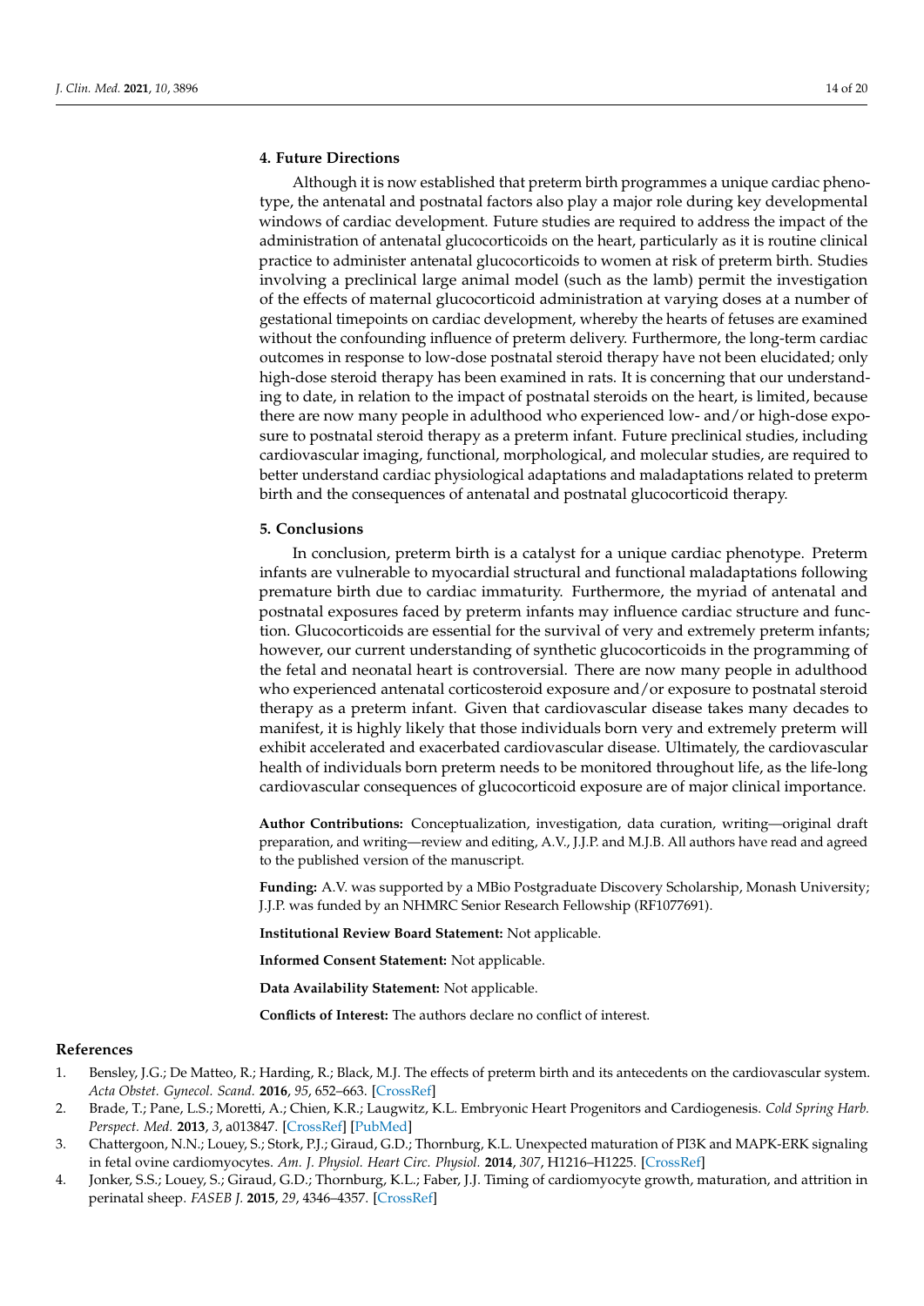## 4. Future Directions

Although it is now established that preterm birth programmes a unique cardiac phenotype, the antenatal and postnatal factors also play a major role during key developmental windows of cardiac development. Future studies are required to address the impact of the administration of antenatal glucocorticoids on the heart, particularly as it is routine clinical practice to administer antenatal glucocorticoids to women at risk of preterm birth. Studies involving a preclinical large animal model (such as the lamb) permit the investigation of the effects of maternal glucocorticoid administration at varying doses at a number of gestational timepoints on cardiac development, whereby the hearts of fetuses are examined without the confounding influence of preterm delivery. Furthermore, the long-term cardiac outcomes in response to low-dose postnatal steroid therapy have not been elucidated; only high-dose steroid therapy has been examined in rats. It is concerning that our understanding to date, in relation to the impact of postnatal steroids on the heart, is limited, because there are now many people in adulthood who experienced low- and/or high-dose exposure to postnatal steroid therapy as a preterm infant. Future preclinical studies, including cardiovascular imaging, functional, morphological, and molecular studies, are required to better understand cardiac physiological adaptations and maladaptations related to preterm birth and the consequences of antenatal and postnatal glucocorticoid therapy.

## 5. Conclusions

In conclusion, preterm birth is a catalyst for a unique cardiac phenotype. Preterm infants are vulnerable to myocardial structural and functional maladaptations following premature birth due to cardiac immaturity. Furthermore, the myriad of antenatal and postnatal exposures faced by preterm infants may influence cardiac structure and function. Glucocorticoids are essential for the survival of very and extremely preterm infants; however, our current understanding of synthetic glucocorticoids in the programming of the fetal and neonatal heart is controversial. There are now many people in adulthood who experienced antenatal corticosteroid exposure and/or exposure to postnatal steroid therapy as a preterm infant. Given that cardiovascular disease takes many decades to manifest, it is highly likely that those individuals born very and extremely preterm will exhibit accelerated and exacerbated cardiovascular disease. Ultimately, the cardiovascular health of individuals born preterm needs to be monitored throughout life, as the life-long cardiovascular consequences of glucocorticoid exposure are of major clinical importance.

**Author Contributions:** Conceptualization, investigation, data curation, writing—original draft preparation, and writing—review and editing, A.V., J.J.P. and M.J.B. All authors have read and agreed to the published version of the manuscript.

**Funding:** A.V. was supported by a MBio Postgraduate Discovery Scholarship, Monash University; J.J.P. was funded by an NHMRC Senior Research Fellowship (RF1077691).

**Institutional Review Board Statement:** Not applicable.

**Informed Consent Statement:** Not applicable.

**Data Availability Statement:** Not applicable.

**Conflicts of Interest:** The authors declare no conflict of interest.

## References

1. Bensley, J.G.; De Matteo, R.; Harding, R.; Black, M.J. The effects of preterm birth and its antecedents on the cardiovascular system. *Acta Obstet. Gynecol. Scand.* **2016**, *95*, 652–663. [CrossRef]
2. Brade, T.; Pane, L.S.; Moretti, A.; Chien, K.R.; Laugwitz, K.L. Embryonic Heart Progenitors and Cardiogenesis. *Cold Spring Harb. Perspect. Med.* **2013**, *3*, a013847. [CrossRef] [PubMed]
3. Chattergoon, N.N.; Louey, S.; Stork, P.J.; Giraud, G.D.; Thornburg, K.L. Unexpected maturation of PI3K and MAPK-ERK signaling in fetal ovine cardiomyocytes. *Am. J. Physiol. Heart Circ. Physiol.* **2014**, *307*, H1216–H1225. [CrossRef]
4. Jonker, S.S.; Louey, S.; Giraud, G.D.; Thornburg, K.L.; Faber, J.J. Timing of cardiomyocyte growth, maturation, and attrition in perinatal sheep. *FASEB J.* **2015**, *29*, 4346–4357. [CrossRef]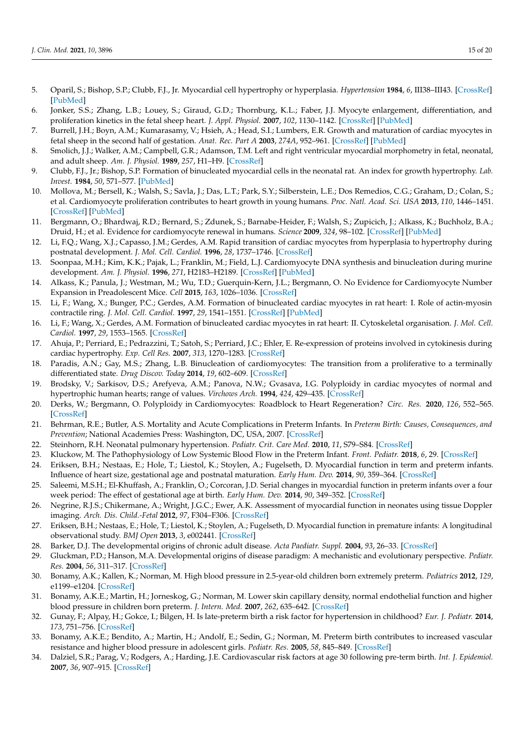5. Oparil, S.; Bishop, S.P.; Clubb, F.J., Jr. Myocardial cell hypertrophy or hyperplasia. *Hypertension* **1984**, *6*, III38–III43. [CrossRef] [PubMed]
6. Jonker, S.S.; Zhang, L.B.; Louey, S.; Giraud, G.D.; Thornburg, K.L.; Faber, J.J. Myocyte enlargement, differentiation, and proliferation kinetics in the fetal sheep heart. *J. Appl. Physiol.* **2007**, *102*, 1130–1142. [CrossRef] [PubMed]
7. Burrell, J.H.; Boyn, A.M.; Kumarasamy, V.; Hsieh, A.; Head, S.I.; Lumbers, E.R. Growth and maturation of cardiac myocytes in fetal sheep in the second half of gestation. *Anat. Rec. Part A* **2003**, *274A*, 952–961. [CrossRef] [PubMed]
8. Smolich, J.J.; Walker, A.M.; Campbell, G.R.; Adamson, T.M. Left and right ventricular myocardial morphometry in fetal, neonatal, and adult sheep. *Am. J. Physiol.* **1989**, *257*, H1–H9. [CrossRef]
9. Clubb, F.J., Jr.; Bishop, S.P. Formation of binucleated myocardial cells in the neonatal rat. An index for growth hypertrophy. *Lab. Invest.* **1984**, *50*, 571–577. [PubMed]
10. Mollova, M.; Bersell, K.; Walsh, S.; Savla, J.; Das, L.T.; Park, S.Y.; Silberstein, L.E.; Dos Remedios, C.G.; Graham, D.; Colan, S.; et al. Cardiomyocyte proliferation contributes to heart growth in young humans. *Proc. Natl. Acad. Sci. USA* **2013**, *110*, 1446–1451. [CrossRef] [PubMed]
11. Bergmann, O.; Bhardwaj, R.D.; Bernard, S.; Zdunek, S.; Barnabe-Heider, F.; Walsh, S.; Zupicich, J.; Alkass, K.; Buchholz, B.A.; Druid, H.; et al. Evidence for cardiomyocyte renewal in humans. *Science* **2009**, *324*, 98–102. [CrossRef] [PubMed]
12. Li, F.Q.; Wang, X.J.; Capasso, J.M.; Gerdes, A.M. Rapid transition of cardiac myocytes from hyperplasia to hypertrophy during postnatal development. *J. Mol. Cell. Cardiol.* **1996**, *28*, 1737–1746. [CrossRef]
13. Soonpaa, M.H.; Kim, K.K.; Pajak, L.; Franklin, M.; Field, L.J. Cardiomyocyte DNA synthesis and binucleation during murine development. *Am. J. Physiol.* **1996**, *271*, H2183–H2189. [CrossRef] [PubMed]
14. Alkass, K.; Panula, J.; Westman, M.; Wu, T.D.; Guerquin-Kern, J.L.; Bergmann, O. No Evidence for Cardiomyocyte Number Expansion in Preadolescent Mice. *Cell* **2015**, *163*, 1026–1036. [CrossRef]
15. Li, F.; Wang, X.; Bunger, P.C.; Gerdes, A.M. Formation of binucleated cardiac myocytes in rat heart: I. Role of actin-myosin contractile ring. *J. Mol. Cell. Cardiol.* **1997**, *29*, 1541–1551. [CrossRef] [PubMed]
16. Li, F.; Wang, X.; Gerdes, A.M. Formation of binucleated cardiac myocytes in rat heart: II. Cytoskeletal organisation. *J. Mol. Cell. Cardiol.* **1997**, *29*, 1553–1565. [CrossRef]
17. Ahuja, P.; Perriard, E.; Pedrazzini, T.; Satoh, S.; Perriard, J.C.; Ehler, E. Re-expression of proteins involved in cytokinesis during cardiac hypertrophy. *Exp. Cell Res.* **2007**, *313*, 1270–1283. [CrossRef]
18. Paradis, A.N.; Gay, M.S.; Zhang, L.B. Binucleation of cardiomyocytes: The transition from a proliferative to a terminally differentiated state. *Drug Discov. Today* **2014**, *19*, 602–609. [CrossRef]
19. Brodsky, V.; Sarkisov, D.S.; Arefyeva, A.M.; Panova, N.W.; Gvasava, I.G. Polyploidy in cardiac myocytes of normal and hypertrophic human hearts; range of values. *Virchows Arch.* **1994**, *424*, 429–435. [CrossRef]
20. Derks, W.; Bergmann, O. Polyploidy in Cardiomyocytes: Roadblock to Heart Regeneration? *Circ. Res.* **2020**, *126*, 552–565. [CrossRef]
21. Behrman, R.E.; Butler, A.S. Mortality and Acute Complications in Preterm Infants. In *Preterm Birth: Causes, Consequences, and Prevention*; National Academies Press: Washington, DC, USA, 2007. [CrossRef]
22. Steinhorn, R.H. Neonatal pulmonary hypertension. *Pediatr. Crit. Care Med.* **2010**, *11*, S79–S84. [CrossRef]
23. Kluckow, M. The Pathophysiology of Low Systemic Blood Flow in the Preterm Infant. *Front. Pediatr.* **2018**, *6*, 29. [CrossRef]
24. Eriksen, B.H.; Nestaas, E.; Hole, T.; Liestol, K.; Stoylen, A.; Fugelseth, D. Myocardial function in term and preterm infants. Influence of heart size, gestational age and postnatal maturation. *Early Hum. Dev.* **2014**, *90*, 359–364. [CrossRef]
25. Saleemi, M.S.H.; El-Khuffash, A.; Franklin, O.; Corcoran, J.D. Serial changes in myocardial function in preterm infants over a four week period: The effect of gestational age at birth. *Early Hum. Dev.* **2014**, *90*, 349–352. [CrossRef]
26. Negrine, R.J.S.; Chikermane, A.; Wright, J.G.C.; Ewer, A.K. Assessment of myocardial function in neonates using tissue Doppler imaging. *Arch. Dis. Child.-Fetal* **2012**, *97*, F304–F306. [CrossRef]
27. Eriksen, B.H.; Nestaas, E.; Hole, T.; Liestol, K.; Stoylen, A.; Fugelseth, D. Myocardial function in premature infants: A longitudinal observational study. *BMJ Open* **2013**, *3*, e002441. [CrossRef]
28. Barker, D.J. The developmental origins of chronic adult disease. *Acta Paediatr. Suppl.* **2004**, *93*, 26–33. [CrossRef]
29. Gluckman, P.D.; Hanson, M.A. Developmental origins of disease paradigm: A mechanistic and evolutionary perspective. *Pediatr. Res.* **2004**, *56*, 311–317. [CrossRef]
30. Bonamy, A.K.; Kallen, K.; Norman, M. High blood pressure in 2.5-year-old children born extremely preterm. *Pediatrics* **2012**, *129*, e1199–e1204. [CrossRef]
31. Bonamy, A.K.E.; Martin, H.; Jorneskog, G.; Norman, M. Lower skin capillary density, normal endothelial function and higher blood pressure in children born preterm. *J. Intern. Med.* **2007**, *262*, 635–642. [CrossRef]
32. Gunay, F.; Alpay, H.; Gokce, I.; Bilgen, H. Is late-preterm birth a risk factor for hypertension in childhood? *Eur. J. Pediatr.* **2014**, *173*, 751–756. [CrossRef]
33. Bonamy, A.K.E.; Bendito, A.; Martin, H.; Andolf, E.; Sedin, G.; Norman, M. Preterm birth contributes to increased vascular resistance and higher blood pressure in adolescent girls. *Pediatr. Res.* **2005**, *58*, 845–849. [CrossRef]
34. Dalziel, S.R.; Parag, V.; Rodgers, A.; Harding, J.E. Cardiovascular risk factors at age 30 following pre-term birth. *Int. J. Epidemiol.* **2007**, *36*, 907–915. [CrossRef]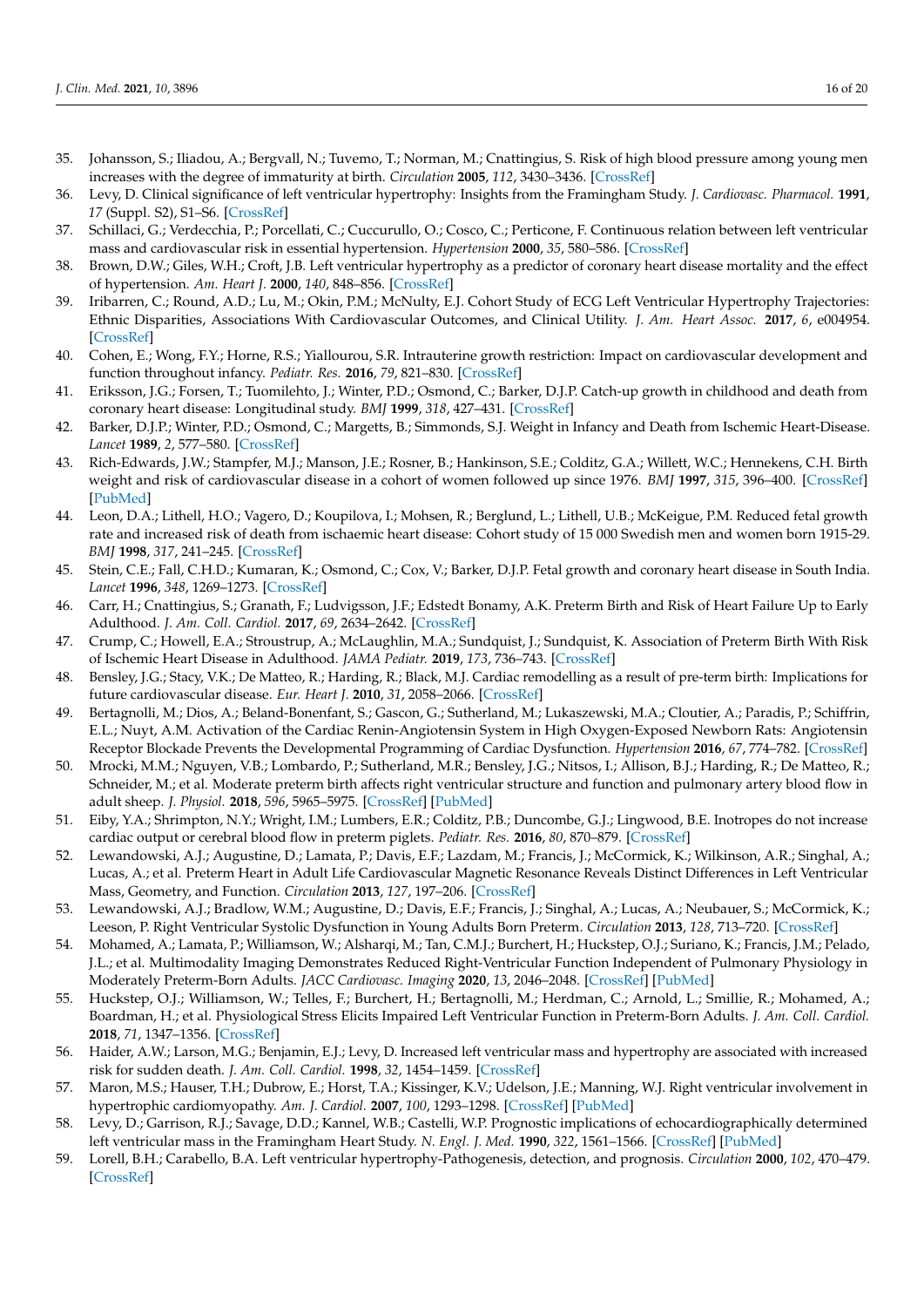35. Johansson, S.; Iliadou, A.; Bergvall, N.; Tuvemo, T.; Norman, M.; Cnattingius, S. Risk of high blood pressure among young men increases with the degree of immaturity at birth. *Circulation* **2005**, *112*, 3430–3436. [CrossRef]
36. Levy, D. Clinical significance of left ventricular hypertrophy: Insights from the Framingham Study. *J. Cardiovasc. Pharmacol.* **1991**, *17* (Suppl. S2), S1–S6. [CrossRef]
37. Schillaci, G.; Verdecchia, P.; Porcellati, C.; Cuccurullo, O.; Cosco, C.; Perticone, F. Continuous relation between left ventricular mass and cardiovascular risk in essential hypertension. *Hypertension* **2000**, *35*, 580–586. [CrossRef]
38. Brown, D.W.; Giles, W.H.; Croft, J.B. Left ventricular hypertrophy as a predictor of coronary heart disease mortality and the effect of hypertension. *Am. Heart J.* **2000**, *140*, 848–856. [CrossRef]
39. Iribarren, C.; Round, A.D.; Lu, M.; Okin, P.M.; McNulty, E.J. Cohort Study of ECG Left Ventricular Hypertrophy Trajectories: Ethnic Disparities, Associations With Cardiovascular Outcomes, and Clinical Utility. *J. Am. Heart Assoc.* **2017**, *6*, e004954. [CrossRef]
40. Cohen, E.; Wong, F.Y.; Horne, R.S.; Yiallourou, S.R. Intrauterine growth restriction: Impact on cardiovascular development and function throughout infancy. *Pediatr. Res.* **2016**, *79*, 821–830. [CrossRef]
41. Eriksson, J.G.; Forsen, T.; Tuomilehto, J.; Winter, P.D.; Osmond, C.; Barker, D.J.P. Catch-up growth in childhood and death from coronary heart disease: Longitudinal study. *BMJ* **1999**, *318*, 427–431. [CrossRef]
42. Barker, D.J.P.; Winter, P.D.; Osmond, C.; Margetts, B.; Simmonds, S.J. Weight in Infancy and Death from Ischemic Heart-Disease. *Lancet* **1989**, *2*, 577–580. [CrossRef]
43. Rich-Edwards, J.W.; Stampfer, M.J.; Manson, J.E.; Rosner, B.; Hankinson, S.E.; Colditz, G.A.; Willett, W.C.; Hennekens, C.H. Birth weight and risk of cardiovascular disease in a cohort of women followed up since 1976. *BMJ* **1997**, *315*, 396–400. [CrossRef] [PubMed]
44. Leon, D.A.; Lithell, H.O.; Vagero, D.; Koupilova, I.; Mohsen, R.; Berglund, L.; Lithell, U.B.; McKeigue, P.M. Reduced fetal growth rate and increased risk of death from ischaemic heart disease: Cohort study of 15 000 Swedish men and women born 1915-29. *BMJ* **1998**, *317*, 241–245. [CrossRef]
45. Stein, C.E.; Fall, C.H.D.; Kumaran, K.; Osmond, C.; Cox, V.; Barker, D.J.P. Fetal growth and coronary heart disease in South India. *Lancet* **1996**, *348*, 1269–1273. [CrossRef]
46. Carr, H.; Cnattingius, S.; Granath, F.; Ludvigsson, J.F.; Edstedt Bonamy, A.K. Preterm Birth and Risk of Heart Failure Up to Early Adulthood. *J. Am. Coll. Cardiol.* **2017**, *69*, 2634–2642. [CrossRef]
47. Crump, C.; Howell, E.A.; Stroustrup, A.; McLaughlin, M.A.; Sundquist, J.; Sundquist, K. Association of Preterm Birth With Risk of Ischemic Heart Disease in Adulthood. *JAMA Pediatr.* **2019**, *173*, 736–743. [CrossRef]
48. Bensley, J.G.; Stacy, V.K.; De Matteo, R.; Harding, R.; Black, M.J. Cardiac remodelling as a result of pre-term birth: Implications for future cardiovascular disease. *Eur. Heart J.* **2010**, *31*, 2058–2066. [CrossRef]
49. Bertagnolli, M.; Dios, A.; Beland-Bonenfant, S.; Gascon, G.; Sutherland, M.; Lukaszewski, M.A.; Cloutier, A.; Paradis, P.; Schiffrin, E.L.; Nuyt, A.M. Activation of the Cardiac Renin-Angiotensin System in High Oxygen-Exposed Newborn Rats: Angiotensin Receptor Blockade Prevents the Developmental Programming of Cardiac Dysfunction. *Hypertension* **2016**, *67*, 774–782. [CrossRef]
50. Mrocki, M.M.; Nguyen, V.B.; Lombardo, P.; Sutherland, M.R.; Bensley, J.G.; Nitsos, I.; Allison, B.J.; Harding, R.; De Matteo, R.; Schneider, M.; et al. Moderate preterm birth affects right ventricular structure and function and pulmonary artery blood flow in adult sheep. *J. Physiol.* **2018**, *596*, 5965–5975. [CrossRef] [PubMed]
51. Eiby, Y.A.; Shrimpton, N.Y.; Wright, I.M.; Lumbers, E.R.; Colditz, P.B.; Duncombe, G.J.; Lingwood, B.E. Inotropes do not increase cardiac output or cerebral blood flow in preterm piglets. *Pediatr. Res.* **2016**, *80*, 870–879. [CrossRef]
52. Lewandowski, A.J.; Augustine, D.; Lamata, P.; Davis, E.F.; Lazdam, M.; Francis, J.; McCormick, K.; Wilkinson, A.R.; Singhal, A.; Lucas, A.; et al. Preterm Heart in Adult Life Cardiovascular Magnetic Resonance Reveals Distinct Differences in Left Ventricular Mass, Geometry, and Function. *Circulation* **2013**, *127*, 197–206. [CrossRef]
53. Lewandowski, A.J.; Bradlow, W.M.; Augustine, D.; Davis, E.F.; Francis, J.; Singhal, A.; Lucas, A.; Neubauer, S.; McCormick, K.; Leeson, P. Right Ventricular Systolic Dysfunction in Young Adults Born Preterm. *Circulation* **2013**, *128*, 713–720. [CrossRef]
54. Mohamed, A.; Lamata, P.; Williamson, W.; Alsharqi, M.; Tan, C.M.J.; Burchert, H.; Huckstep, O.J.; Suriano, K.; Francis, J.M.; Pelado, J.L.; et al. Multimodality Imaging Demonstrates Reduced Right-Ventricular Function Independent of Pulmonary Physiology in Moderately Preterm-Born Adults. *JACC Cardiovasc. Imaging* **2020**, *13*, 2046–2048. [CrossRef] [PubMed]
55. Huckstep, O.J.; Williamson, W.; Telles, F.; Burchert, H.; Bertagnolli, M.; Herdman, C.; Arnold, L.; Smillie, R.; Mohamed, A.; Boardman, H.; et al. Physiological Stress Elicits Impaired Left Ventricular Function in Preterm-Born Adults. *J. Am. Coll. Cardiol.* **2018**, *71*, 1347–1356. [CrossRef]
56. Haider, A.W.; Larson, M.G.; Benjamin, E.J.; Levy, D. Increased left ventricular mass and hypertrophy are associated with increased risk for sudden death. *J. Am. Coll. Cardiol.* **1998**, *32*, 1454–1459. [CrossRef]
57. Maron, M.S.; Hauser, T.H.; Dubrow, E.; Horst, T.A.; Kissinger, K.V.; Udelson, J.E.; Manning, W.J. Right ventricular involvement in hypertrophic cardiomyopathy. *Am. J. Cardiol.* **2007**, *100*, 1293–1298. [CrossRef] [PubMed]
58. Levy, D.; Garrison, R.J.; Savage, D.D.; Kannel, W.B.; Castelli, W.P. Prognostic implications of echocardiographically determined left ventricular mass in the Framingham Heart Study. *N. Engl. J. Med.* **1990**, *322*, 1561–1566. [CrossRef] [PubMed]
59. Lorell, B.H.; Carabello, B.A. Left ventricular hypertrophy-Pathogenesis, detection, and prognosis. *Circulation* **2000**, *102*, 470–479. [CrossRef]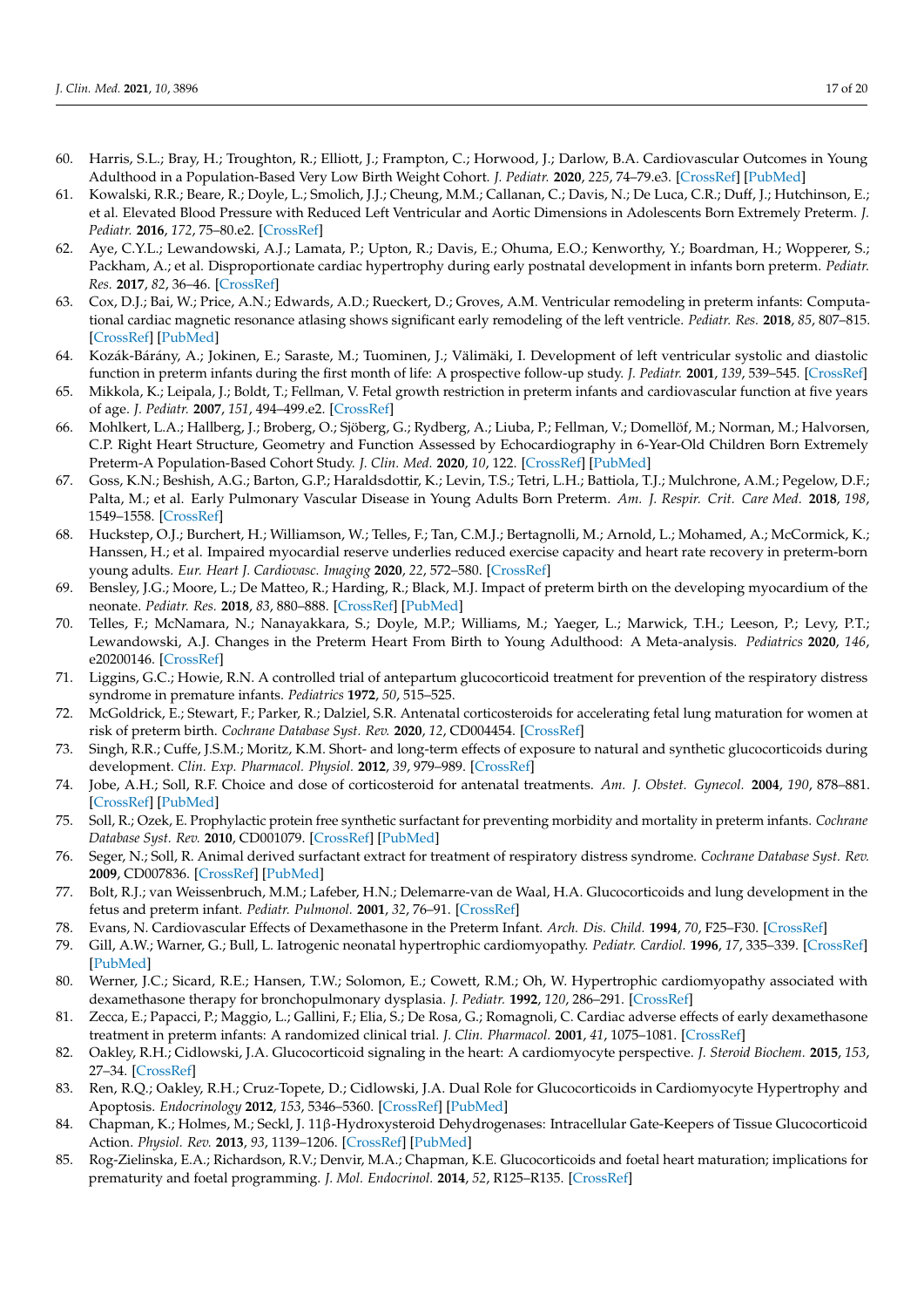60. Harris, S.L.; Bray, H.; Troughton, R.; Elliott, J.; Frampton, C.; Horwood, J.; Darlow, B.A. Cardiovascular Outcomes in Young Adulthood in a Population-Based Very Low Birth Weight Cohort. *J. Pediatr.* **2020**, *225*, 74–79.e3. [CrossRef] [PubMed]
61. Kowalski, R.R.; Beare, R.; Doyle, L.; Smolich, J.J.; Cheung, M.M.; Callanan, C.; Davis, N.; De Luca, C.R.; Duff, J.; Hutchinson, E.; et al. Elevated Blood Pressure with Reduced Left Ventricular and Aortic Dimensions in Adolescents Born Extremely Preterm. *J. Pediatr.* **2016**, *172*, 75–80.e2. [CrossRef]
62. Aye, C.Y.L.; Lewandowski, A.J.; Lamata, P.; Upton, R.; Davis, E.; Ohuma, E.O.; Kenworthy, Y.; Boardman, H.; Wopperer, S.; Packham, A.; et al. Disproportionate cardiac hypertrophy during early postnatal development in infants born preterm. *Pediatr. Res.* **2017**, *82*, 36–46. [CrossRef]
63. Cox, D.J.; Bai, W.; Price, A.N.; Edwards, A.D.; Rueckert, D.; Groves, A.M. Ventricular remodeling in preterm infants: Computational cardiac magnetic resonance atlasing shows significant early remodeling of the left ventricle. *Pediatr. Res.* **2018**, *85*, 807–815. [CrossRef] [PubMed]
64. Kozák-Bárány, A.; Jokinen, E.; Saraste, M.; Tuominen, J.; Välimäki, I. Development of left ventricular systolic and diastolic function in preterm infants during the first month of life: A prospective follow-up study. *J. Pediatr.* **2001**, *139*, 539–545. [CrossRef]
65. Mikkola, K.; Leipala, J.; Boldt, T.; Fellman, V. Fetal growth restriction in preterm infants and cardiovascular function at five years of age. *J. Pediatr.* **2007**, *151*, 494–499.e2. [CrossRef]
66. Mohlkert, L.A.; Hallberg, J.; Broberg, O.; Sjöberg, G.; Rydberg, A.; Liuba, P.; Fellman, V.; Domellöf, M.; Norman, M.; Halvorsen, C.P. Right Heart Structure, Geometry and Function Assessed by Echocardiography in 6-Year-Old Children Born Extremely Preterm-A Population-Based Cohort Study. *J. Clin. Med.* **2020**, *10*, 122. [CrossRef] [PubMed]
67. Goss, K.N.; Beshish, A.G.; Barton, G.P.; Haraldsdottir, K.; Levin, T.S.; Tetri, L.H.; Battiola, T.J.; Mulchrone, A.M.; Pegelow, D.F.; Palta, M.; et al. Early Pulmonary Vascular Disease in Young Adults Born Preterm. *Am. J. Respir. Crit. Care Med.* **2018**, *198*, 1549–1558. [CrossRef]
68. Huckstep, O.J.; Burchert, H.; Williamson, W.; Telles, F.; Tan, C.M.J.; Bertagnolli, M.; Arnold, L.; Mohamed, A.; McCormick, K.; Hanssen, H.; et al. Impaired myocardial reserve underlies reduced exercise capacity and heart rate recovery in preterm-born young adults. *Eur. Heart J. Cardiovasc. Imaging* **2020**, *22*, 572–580. [CrossRef]
69. Bensley, J.G.; Moore, L.; De Matteo, R.; Harding, R.; Black, M.J. Impact of preterm birth on the developing myocardium of the neonate. *Pediatr. Res.* **2018**, *83*, 880–888. [CrossRef] [PubMed]
70. Telles, F.; McNamara, N.; Nanayakkara, S.; Doyle, M.P.; Williams, M.; Yaeger, L.; Marwick, T.H.; Leeson, P.; Levy, P.T.; Lewandowski, A.J. Changes in the Preterm Heart From Birth to Young Adulthood: A Meta-analysis. *Pediatrics* **2020**, *146*, e20200146. [CrossRef]
71. Liggins, G.C.; Howie, R.N. A controlled trial of antepartum glucocorticoid treatment for prevention of the respiratory distress syndrome in premature infants. *Pediatrics* **1972**, *50*, 515–525.
72. McGoldrick, E.; Stewart, F.; Parker, R.; Dalziel, S.R. Antenatal corticosteroids for accelerating fetal lung maturation for women at risk of preterm birth. *Cochrane Database Syst. Rev.* **2020**, *12*, CD004454. [CrossRef]
73. Singh, R.R.; Cuffe, J.S.M.; Moritz, K.M. Short- and long-term effects of exposure to natural and synthetic glucocorticoids during development. *Clin. Exp. Pharmacol. Physiol.* **2012**, *39*, 979–989. [CrossRef]
74. Jobe, A.H.; Soll, R.F. Choice and dose of corticosteroid for antenatal treatments. *Am. J. Obstet. Gynecol.* **2004**, *190*, 878–881. [CrossRef] [PubMed]
75. Soll, R.; Ozek, E. Prophylactic protein free synthetic surfactant for preventing morbidity and mortality in preterm infants. *Cochrane Database Syst. Rev.* **2010**, CD001079. [CrossRef] [PubMed]
76. Seger, N.; Soll, R. Animal derived surfactant extract for treatment of respiratory distress syndrome. *Cochrane Database Syst. Rev.* **2009**, CD007836. [CrossRef] [PubMed]
77. Bolt, R.J.; van Weissenbruch, M.M.; Lafeber, H.N.; Delemarre-van de Waal, H.A. Glucocorticoids and lung development in the fetus and preterm infant. *Pediatr. Pulmonol.* **2001**, *32*, 76–91. [CrossRef]
78. Evans, N. Cardiovascular Effects of Dexamethasone in the Preterm Infant. *Arch. Dis. Child.* **1994**, *70*, F25–F30. [CrossRef]
79. Gill, A.W.; Warner, G.; Bull, L. Iatrogenic neonatal hypertrophic cardiomyopathy. *Pediatr. Cardiol.* **1996**, *17*, 335–339. [CrossRef] [PubMed]
80. Werner, J.C.; Sicard, R.E.; Hansen, T.W.; Solomon, E.; Cowett, R.M.; Oh, W. Hypertrophic cardiomyopathy associated with dexamethasone therapy for bronchopulmonary dysplasia. *J. Pediatr.* **1992**, *120*, 286–291. [CrossRef]
81. Zecca, E.; Papacci, P.; Maggio, L.; Gallini, F.; Elia, S.; De Rosa, G.; Romagnoli, C. Cardiac adverse effects of early dexamethasone treatment in preterm infants: A randomized clinical trial. *J. Clin. Pharmacol.* **2001**, *41*, 1075–1081. [CrossRef]
82. Oakley, R.H.; Cidlowski, J.A. Glucocorticoid signaling in the heart: A cardiomyocyte perspective. *J. Steroid Biochem.* **2015**, *153*, 27–34. [CrossRef]
83. Ren, R.Q.; Oakley, R.H.; Cruz-Topete, D.; Cidlowski, J.A. Dual Role for Glucocorticoids in Cardiomyocyte Hypertrophy and Apoptosis. *Endocrinology* **2012**, *153*, 5346–5360. [CrossRef] [PubMed]
84. Chapman, K.; Holmes, M.; Seckl, J. 11β-Hydroxysteroid Dehydrogenases: Intracellular Gate-Keepers of Tissue Glucocorticoid Action. *Physiol. Rev.* **2013**, *93*, 1139–1206. [CrossRef] [PubMed]
85. Rog-Zielinska, E.A.; Richardson, R.V.; Denvir, M.A.; Chapman, K.E. Glucocorticoids and foetal heart maturation; implications for prematurity and foetal programming. *J. Mol. Endocrinol.* **2014**, *52*, R125–R135. [CrossRef]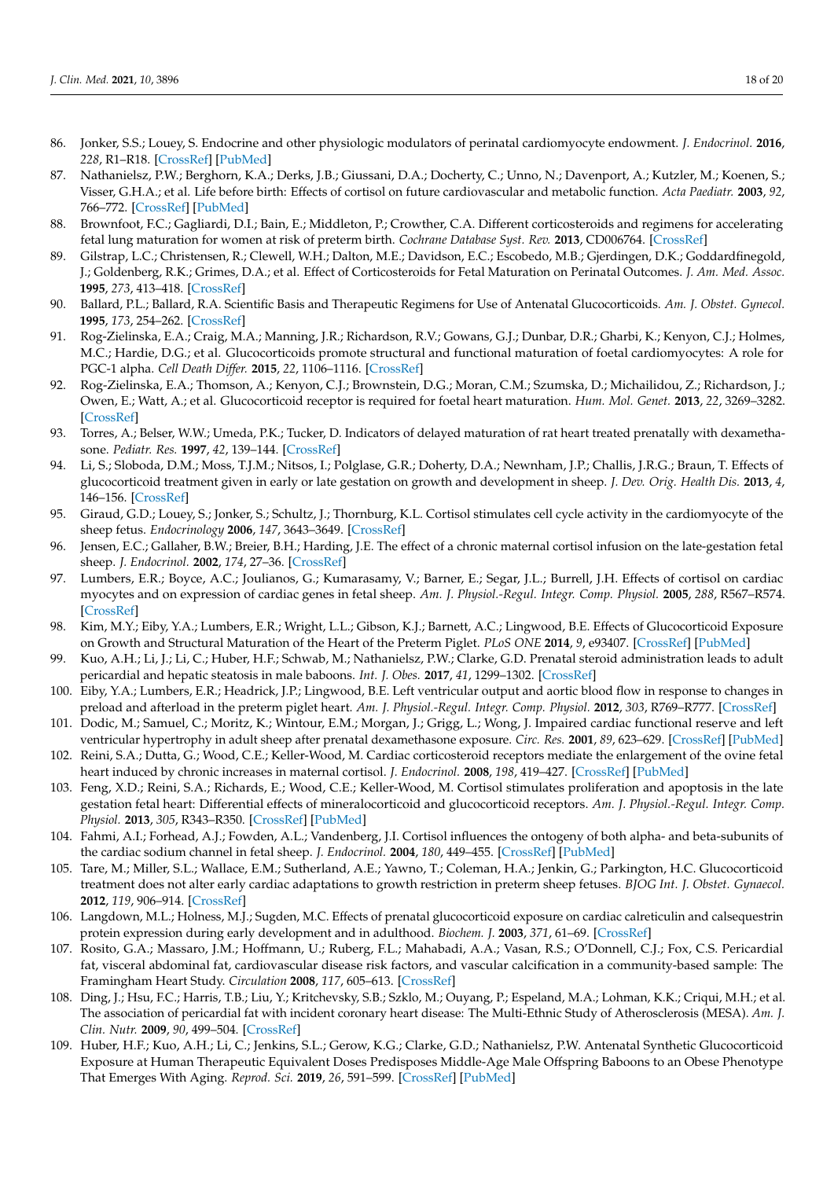86. Jonker, S.S.; Louey, S. Endocrine and other physiologic modulators of perinatal cardiomyocyte endowment. *J. Endocrinol.* **2016**, *228*, R1–R18. [CrossRef] [PubMed]
87. Nathanielsz, P.W.; Berghorn, K.A.; Derks, J.B.; Giussani, D.A.; Docherty, C.; Unno, N.; Davenport, A.; Kutzler, M.; Koenen, S.; Visser, G.H.A.; et al. Life before birth: Effects of cortisol on future cardiovascular and metabolic function. *Acta Paediatr.* **2003**, *92*, 766–772. [CrossRef] [PubMed]
88. Brownfoot, F.C.; Gagliardi, D.I.; Bain, E.; Middleton, P.; Crowther, C.A. Different corticosteroids and regimens for accelerating fetal lung maturation for women at risk of preterm birth. *Cochrane Database Syst. Rev.* **2013**, CD006764. [CrossRef]
89. Gilstrap, L.C.; Christensen, R.; Clewell, W.H.; Dalton, M.E.; Davidson, E.C.; Escobedo, M.B.; Gjerdingen, D.K.; Goddardfinegold, J.; Goldenberg, R.K.; Grimes, D.A.; et al. Effect of Corticosteroids for Fetal Maturation on Perinatal Outcomes. *J. Am. Med. Assoc.* **1995**, *273*, 413–418. [CrossRef]
90. Ballard, P.L.; Ballard, R.A. Scientific Basis and Therapeutic Regimens for Use of Antenatal Glucocorticoids. *Am. J. Obstet. Gynecol.* **1995**, *173*, 254–262. [CrossRef]
91. Rog-Zielinska, E.A.; Craig, M.A.; Manning, J.R.; Richardson, R.V.; Gowans, G.J.; Dunbar, D.R.; Gharbi, K.; Kenyon, C.J.; Holmes, M.C.; Hardie, D.G.; et al. Glucocorticoids promote structural and functional maturation of foetal cardiomyocytes: A role for PGC-1 alpha. *Cell Death Differ.* **2015**, *22*, 1106–1116. [CrossRef]
92. Rog-Zielinska, E.A.; Thomson, A.; Kenyon, C.J.; Brownstein, D.G.; Moran, C.M.; Szumska, D.; Michailidou, Z.; Richardson, J.; Owen, E.; Watt, A.; et al. Glucocorticoid receptor is required for foetal heart maturation. *Hum. Mol. Genet.* **2013**, *22*, 3269–3282. [CrossRef]
93. Torres, A.; Belser, W.W.; Umeda, P.K.; Tucker, D. Indicators of delayed maturation of rat heart treated prenatally with dexamethasone. *Pediatr. Res.* **1997**, *42*, 139–144. [CrossRef]
94. Li, S.; Sloboda, D.M.; Moss, T.J.M.; Nitsos, I.; Polglase, G.R.; Doherty, D.A.; Newnham, J.P.; Challis, J.R.G.; Braun, T. Effects of glucocorticoid treatment given in early or late gestation on growth and development in sheep. *J. Dev. Orig. Health Dis.* **2013**, *4*, 146–156. [CrossRef]
95. Giraud, G.D.; Louey, S.; Jonker, S.; Schultz, J.; Thornburg, K.L. Cortisol stimulates cell cycle activity in the cardiomyocyte of the sheep fetus. *Endocrinology* **2006**, *147*, 3643–3649. [CrossRef]
96. Jensen, E.C.; Gallaher, B.W.; Breier, B.H.; Harding, J.E. The effect of a chronic maternal cortisol infusion on the late-gestation fetal sheep. *J. Endocrinol.* **2002**, *174*, 27–36. [CrossRef]
97. Lumbers, E.R.; Boyce, A.C.; Joulianos, G.; Kumarasamy, V.; Barner, E.; Segar, J.L.; Burrell, J.H. Effects of cortisol on cardiac myocytes and on expression of cardiac genes in fetal sheep. *Am. J. Physiol.-Regul. Integr. Comp. Physiol.* **2005**, *288*, R567–R574. [CrossRef]
98. Kim, M.Y.; Eiby, Y.A.; Lumbers, E.R.; Wright, L.L.; Gibson, K.J.; Barnett, A.C.; Lingwood, B.E. Effects of Glucocorticoid Exposure on Growth and Structural Maturation of the Heart of the Preterm Piglet. *PLoS ONE* **2014**, *9*, e93407. [CrossRef] [PubMed]
99. Kuo, A.H.; Li, J.; Li, C.; Huber, H.F.; Schwab, M.; Nathanielsz, P.W.; Clarke, G.D. Prenatal steroid administration leads to adult pericardial and hepatic steatosis in male baboons. *Int. J. Obes.* **2017**, *41*, 1299–1302. [CrossRef]
100. Eiby, Y.A.; Lumbers, E.R.; Headrick, J.P.; Lingwood, B.E. Left ventricular output and aortic blood flow in response to changes in preload and afterload in the preterm piglet heart. *Am. J. Physiol.-Regul. Integr. Comp. Physiol.* **2012**, *303*, R769–R777. [CrossRef]
101. Dodic, M.; Samuel, C.; Moritz, K.; Wintour, E.M.; Morgan, J.; Grigg, L.; Wong, J. Impaired cardiac functional reserve and left ventricular hypertrophy in adult sheep after prenatal dexamethasone exposure. *Circ. Res.* **2001**, *89*, 623–629. [CrossRef] [PubMed]
102. Reini, S.A.; Dutta, G.; Wood, C.E.; Keller-Wood, M. Cardiac corticosteroid receptors mediate the enlargement of the ovine fetal heart induced by chronic increases in maternal cortisol. *J. Endocrinol.* **2008**, *198*, 419–427. [CrossRef] [PubMed]
103. Feng, X.D.; Reini, S.A.; Richards, E.; Wood, C.E.; Keller-Wood, M. Cortisol stimulates proliferation and apoptosis in the late gestation fetal heart: Differential effects of mineralocorticoid and glucocorticoid receptors. *Am. J. Physiol.-Regul. Integr. Comp. Physiol.* **2013**, *305*, R343–R350. [CrossRef] [PubMed]
104. Fahmi, A.I.; Forhead, A.J.; Fowden, A.L.; Vandenberg, J.I. Cortisol influences the ontogeny of both alpha- and beta-subunits of the cardiac sodium channel in fetal sheep. *J. Endocrinol.* **2004**, *180*, 449–455. [CrossRef] [PubMed]
105. Tare, M.; Miller, S.L.; Wallace, E.M.; Sutherland, A.E.; Yawno, T.; Coleman, H.A.; Jenkin, G.; Parkington, H.C. Glucocorticoid treatment does not alter early cardiac adaptations to growth restriction in preterm sheep fetuses. *BJOG Int. J. Obstet. Gynaecol.* **2012**, *119*, 906–914. [CrossRef]
106. Langdown, M.L.; Holness, M.J.; Sugden, M.C. Effects of prenatal glucocorticoid exposure on cardiac calreticulin and calsequestrin protein expression during early development and in adulthood. *Biochem. J.* **2003**, *371*, 61–69. [CrossRef]
107. Rosito, G.A.; Massaro, J.M.; Hoffmann, U.; Ruberg, F.L.; Mahabadi, A.A.; Vasan, R.S.; O'Donnell, C.J.; Fox, C.S. Pericardial fat, visceral abdominal fat, cardiovascular disease risk factors, and vascular calcification in a community-based sample: The Framingham Heart Study. *Circulation* **2008**, *117*, 605–613. [CrossRef]
108. Ding, J.; Hsu, F.C.; Harris, T.B.; Liu, Y.; Kritchevsky, S.B.; Szklo, M.; Ouyang, P.; Espeland, M.A.; Lohman, K.K.; Criqui, M.H.; et al. The association of pericardial fat with incident coronary heart disease: The Multi-Ethnic Study of Atherosclerosis (MESA). *Am. J. Clin. Nutr.* **2009**, *90*, 499–504. [CrossRef]
109. Huber, H.F.; Kuo, A.H.; Li, C.; Jenkins, S.L.; Gerow, K.G.; Clarke, G.D.; Nathanielsz, P.W. Antenatal Synthetic Glucocorticoid Exposure at Human Therapeutic Equivalent Doses Predisposes Middle-Age Male Offspring Baboons to an Obese Phenotype That Emerges With Aging. *Reprod. Sci.* **2019**, *26*, 591–599. [CrossRef] [PubMed]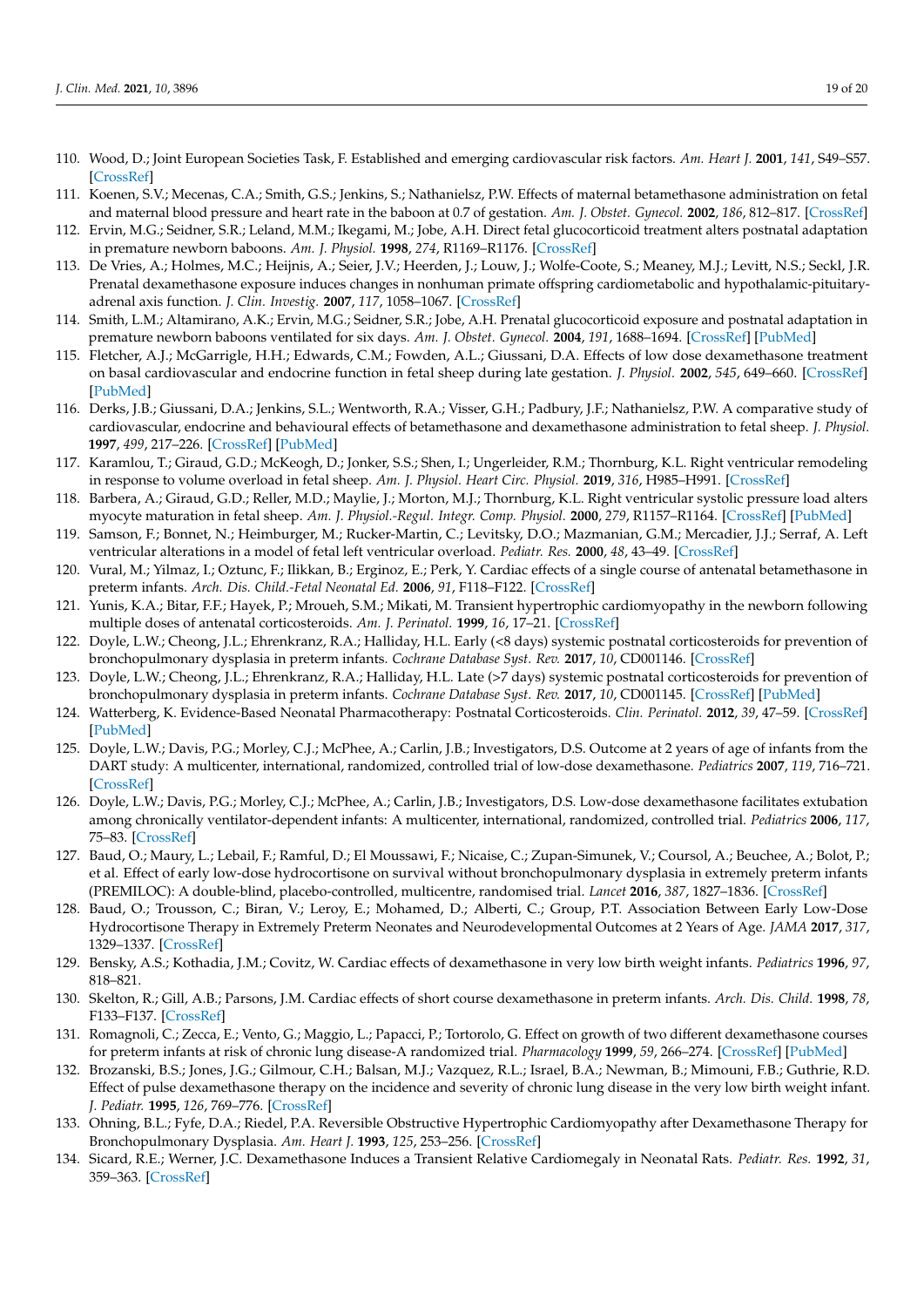110. Wood, D.; Joint European Societies Task, F. Established and emerging cardiovascular risk factors. *Am. Heart J.* **2001**, *141*, S49–S57. [CrossRef]
111. Koenen, S.V.; Mecenas, C.A.; Smith, G.S.; Jenkins, S.; Nathanielsz, P.W. Effects of maternal betamethasone administration on fetal and maternal blood pressure and heart rate in the baboon at 0.7 of gestation. *Am. J. Obstet. Gynecol.* **2002**, *186*, 812–817. [CrossRef]
112. Ervin, M.G.; Seidner, S.R.; Leland, M.M.; Ikegami, M.; Jobe, A.H. Direct fetal glucocorticoid treatment alters postnatal adaptation in premature newborn baboons. *Am. J. Physiol.* **1998**, *274*, R1169–R1176. [CrossRef]
113. De Vries, A.; Holmes, M.C.; Heijnis, A.; Seier, J.V.; Heerden, J.; Louw, J.; Wolfe-Coote, S.; Meaney, M.J.; Levitt, N.S.; Seckl, J.R. Prenatal dexamethasone exposure induces changes in nonhuman primate offspring cardiometabolic and hypothalamic-pituitary-adrenal axis function. *J. Clin. Investig.* **2007**, *117*, 1058–1067. [CrossRef]
114. Smith, L.M.; Altamirano, A.K.; Ervin, M.G.; Seidner, S.R.; Jobe, A.H. Prenatal glucocorticoid exposure and postnatal adaptation in premature newborn baboons ventilated for six days. *Am. J. Obstet. Gynecol.* **2004**, *191*, 1688–1694. [CrossRef] [PubMed]
115. Fletcher, A.J.; McGarrigle, H.H.; Edwards, C.M.; Fowden, A.L.; Giussani, D.A. Effects of low dose dexamethasone treatment on basal cardiovascular and endocrine function in fetal sheep during late gestation. *J. Physiol.* **2002**, *545*, 649–660. [CrossRef] [PubMed]
116. Derks, J.B.; Giussani, D.A.; Jenkins, S.L.; Wentworth, R.A.; Visser, G.H.; Padbury, J.F.; Nathanielsz, P.W. A comparative study of cardiovascular, endocrine and behavioural effects of betamethasone and dexamethasone administration to fetal sheep. *J. Physiol.* **1997**, *499*, 217–226. [CrossRef] [PubMed]
117. Karamlou, T.; Giraud, G.D.; McKeogh, D.; Jonker, S.S.; Shen, I.; Ungerleider, R.M.; Thornburg, K.L. Right ventricular remodeling in response to volume overload in fetal sheep. *Am. J. Physiol. Heart Circ. Physiol.* **2019**, *316*, H985–H991. [CrossRef]
118. Barbera, A.; Giraud, G.D.; Reller, M.D.; Maylie, J.; Morton, M.J.; Thornburg, K.L. Right ventricular systolic pressure load alters myocyte maturation in fetal sheep. *Am. J. Physiol.-Regul. Integr. Comp. Physiol.* **2000**, *279*, R1157–R1164. [CrossRef] [PubMed]
119. Samson, F.; Bonnet, N.; Heimburger, M.; Rucker-Martin, C.; Levitsky, D.O.; Mazmanian, G.M.; Mercadier, J.J.; Serraf, A. Left ventricular alterations in a model of fetal left ventricular overload. *Pediatr. Res.* **2000**, *48*, 43–49. [CrossRef]
120. Vural, M.; Yilmaz, I.; Oztunc, F.; Ilikkan, B.; Erginoz, E.; Perk, Y. Cardiac effects of a single course of antenatal betamethasone in preterm infants. *Arch. Dis. Child.-Fetal Neonatal Ed.* **2006**, *91*, F118–F122. [CrossRef]
121. Yunis, K.A.; Bitar, F.F.; Hayek, P.; Mroueh, S.M.; Mikati, M. Transient hypertrophic cardiomyopathy in the newborn following multiple doses of antenatal corticosteroids. *Am. J. Perinatol.* **1999**, *16*, 17–21. [CrossRef]
122. Doyle, L.W.; Cheong, J.L.; Ehrenkranz, R.A.; Halliday, H.L. Early (<8 days) systemic postnatal corticosteroids for prevention of bronchopulmonary dysplasia in preterm infants. *Cochrane Database Syst. Rev.* **2017**, *10*, CD001146. [CrossRef]
123. Doyle, L.W.; Cheong, J.L.; Ehrenkranz, R.A.; Halliday, H.L. Late (>7 days) systemic postnatal corticosteroids for prevention of bronchopulmonary dysplasia in preterm infants. *Cochrane Database Syst. Rev.* **2017**, *10*, CD001145. [CrossRef] [PubMed]
124. Watterberg, K. Evidence-Based Neonatal Pharmacotherapy: Postnatal Corticosteroids. *Clin. Perinatol.* **2012**, *39*, 47–59. [CrossRef] [PubMed]
125. Doyle, L.W.; Davis, P.G.; Morley, C.J.; McPhee, A.; Carlin, J.B.; Investigators, D.S. Outcome at 2 years of age of infants from the DART study: A multicenter, international, randomized, controlled trial of low-dose dexamethasone. *Pediatrics* **2007**, *119*, 716–721. [CrossRef]
126. Doyle, L.W.; Davis, P.G.; Morley, C.J.; McPhee, A.; Carlin, J.B.; Investigators, D.S. Low-dose dexamethasone facilitates extubation among chronically ventilator-dependent infants: A multicenter, international, randomized, controlled trial. *Pediatrics* **2006**, *117*, 75–83. [CrossRef]
127. Baud, O.; Maury, L.; Lebail, F.; Ramful, D.; El Moussawi, F.; Nicaise, C.; Zupan-Simunek, V.; Coursol, A.; Beuchee, A.; Bolot, P.; et al. Effect of early low-dose hydrocortisone on survival without bronchopulmonary dysplasia in extremely preterm infants (PREMILOC): A double-blind, placebo-controlled, multicentre, randomised trial. *Lancet* **2016**, *387*, 1827–1836. [CrossRef]
128. Baud, O.; Trousson, C.; Biran, V.; Leroy, E.; Mohamed, D.; Alberti, C.; Group, P.T. Association Between Early Low-Dose Hydrocortisone Therapy in Extremely Preterm Neonates and Neurodevelopmental Outcomes at 2 Years of Age. *JAMA* **2017**, *317*, 1329–1337. [CrossRef]
129. Bensky, A.S.; Kothadia, J.M.; Covitz, W. Cardiac effects of dexamethasone in very low birth weight infants. *Pediatrics* **1996**, *97*, 818–821.
130. Skelton, R.; Gill, A.B.; Parsons, J.M. Cardiac effects of short course dexamethasone in preterm infants. *Arch. Dis. Child.* **1998**, *78*, F133–F137. [CrossRef]
131. Romagnoli, C.; Zecca, E.; Vento, G.; Maggio, L.; Papacci, P.; Tortorolo, G. Effect on growth of two different dexamethasone courses for preterm infants at risk of chronic lung disease-A randomized trial. *Pharmacology* **1999**, *59*, 266–274. [CrossRef] [PubMed]
132. Brozanski, B.S.; Jones, J.G.; Gilmour, C.H.; Balsan, M.J.; Vazquez, R.L.; Israel, B.A.; Newman, B.; Mimouni, F.B.; Guthrie, R.D. Effect of pulse dexamethasone therapy on the incidence and severity of chronic lung disease in the very low birth weight infant. *J. Pediatr.* **1995**, *126*, 769–776. [CrossRef]
133. Ohning, B.L.; Fyfe, D.A.; Riedel, P.A. Reversible Obstructive Hypertrophic Cardiomyopathy after Dexamethasone Therapy for Bronchopulmonary Dysplasia. *Am. Heart J.* **1993**, *125*, 253–256. [CrossRef]
134. Sicard, R.E.; Werner, J.C. Dexamethasone Induces a Transient Relative Cardiomegaly in Neonatal Rats. *Pediatr. Res.* **1992**, *31*, 359–363. [CrossRef]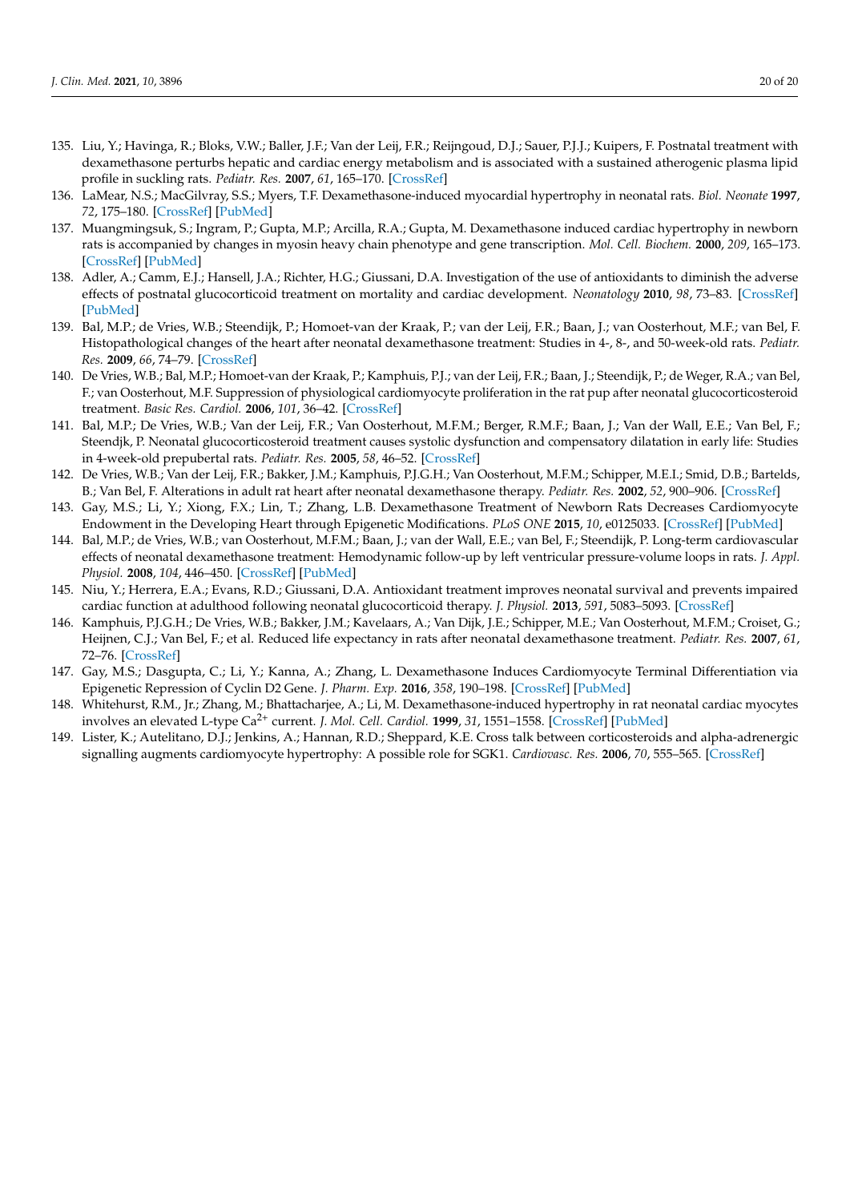135. Liu, Y.; Havinga, R.; Bloks, V.W.; Baller, J.F.; Van der Leij, F.R.; Reijngoud, D.J.; Sauer, P.J.J.; Kuipers, F. Postnatal treatment with dexamethasone perturbs hepatic and cardiac energy metabolism and is associated with a sustained atherogenic plasma lipid profile in suckling rats. *Pediatr. Res.* **2007**, *61*, 165–170. [CrossRef]
136. LaMear, N.S.; MacGilvray, S.S.; Myers, T.F. Dexamethasone-induced myocardial hypertrophy in neonatal rats. *Biol. Neonate* **1997**, *72*, 175–180. [CrossRef] [PubMed]
137. Muangmingsuk, S.; Ingram, P.; Gupta, M.P.; Arcilla, R.A.; Gupta, M. Dexamethasone induced cardiac hypertrophy in newborn rats is accompanied by changes in myosin heavy chain phenotype and gene transcription. *Mol. Cell. Biochem.* **2000**, *209*, 165–173. [CrossRef] [PubMed]
138. Adler, A.; Camm, E.J.; Hansell, J.A.; Richter, H.G.; Giussani, D.A. Investigation of the use of antioxidants to diminish the adverse effects of postnatal glucocorticoid treatment on mortality and cardiac development. *Neonatology* **2010**, *98*, 73–83. [CrossRef] [PubMed]
139. Bal, M.P.; de Vries, W.B.; Steendijk, P.; Homoet-van der Kraak, P.; van der Leij, F.R.; Baan, J.; van Oosterhout, M.F.; van Bel, F. Histopathological changes of the heart after neonatal dexamethasone treatment: Studies in 4-, 8-, and 50-week-old rats. *Pediatr. Res.* **2009**, *66*, 74–79. [CrossRef]
140. De Vries, W.B.; Bal, M.P.; Homoet-van der Kraak, P.; Kamphuis, P.J.; van der Leij, F.R.; Baan, J.; Steendijk, P.; de Weger, R.A.; van Bel, F.; van Oosterhout, M.F. Suppression of physiological cardiomyocyte proliferation in the rat pup after neonatal glucocorticosteroid treatment. *Basic Res. Cardiol.* **2006**, *101*, 36–42. [CrossRef]
141. Bal, M.P.; De Vries, W.B.; Van der Leij, F.R.; Van Oosterhout, M.F.M.; Berger, R.M.F.; Baan, J.; Van der Wall, E.E.; Van Bel, F.; Steendjk, P. Neonatal glucocorticosteroid treatment causes systolic dysfunction and compensatory dilatation in early life: Studies in 4-week-old prepubertal rats. *Pediatr. Res.* **2005**, *58*, 46–52. [CrossRef]
142. De Vries, W.B.; Van der Leij, F.R.; Bakker, J.M.; Kamphuis, P.J.G.H.; Van Oosterhout, M.F.M.; Schipper, M.E.I.; Smid, D.B.; Bartelds, B.; Van Bel, F. Alterations in adult rat heart after neonatal dexamethasone therapy. *Pediatr. Res.* **2002**, *52*, 900–906. [CrossRef]
143. Gay, M.S.; Li, Y.; Xiong, F.X.; Lin, T.; Zhang, L.B. Dexamethasone Treatment of Newborn Rats Decreases Cardiomyocyte Endowment in the Developing Heart through Epigenetic Modifications. *PLoS ONE* **2015**, *10*, e0125033. [CrossRef] [PubMed]
144. Bal, M.P.; de Vries, W.B.; van Oosterhout, M.F.M.; Baan, J.; van der Wall, E.E.; van Bel, F.; Steendijk, P. Long-term cardiovascular effects of neonatal dexamethasone treatment: Hemodynamic follow-up by left ventricular pressure-volume loops in rats. *J. Appl. Physiol.* **2008**, *104*, 446–450. [CrossRef] [PubMed]
145. Niu, Y.; Herrera, E.A.; Evans, R.D.; Giussani, D.A. Antioxidant treatment improves neonatal survival and prevents impaired cardiac function at adulthood following neonatal glucocorticoid therapy. *J. Physiol.* **2013**, *591*, 5083–5093. [CrossRef]
146. Kamphuis, P.J.G.H.; De Vries, W.B.; Bakker, J.M.; Kavelaars, A.; Van Dijk, J.E.; Schipper, M.E.; Van Oosterhout, M.F.M.; Croiset, G.; Heijnen, C.J.; Van Bel, F.; et al. Reduced life expectancy in rats after neonatal dexamethasone treatment. *Pediatr. Res.* **2007**, *61*, 72–76. [CrossRef]
147. Gay, M.S.; Dasgupta, C.; Li, Y.; Kanna, A.; Zhang, L. Dexamethasone Induces Cardiomyocyte Terminal Differentiation via Epigenetic Repression of Cyclin D2 Gene. *J. Pharm. Exp.* **2016**, *358*, 190–198. [CrossRef] [PubMed]
148. Whitehurst, R.M., Jr.; Zhang, M.; Bhattacharjee, A.; Li, M. Dexamethasone-induced hypertrophy in rat neonatal cardiac myocytes involves an elevated L-type $Ca^{2+}$ current. *J. Mol. Cell. Cardiol.* **1999**, *31*, 1551–1558. [CrossRef] [PubMed]
149. Lister, K.; Autelitano, D.J.; Jenkins, A.; Hannan, R.D.; Sheppard, K.E. Cross talk between corticosteroids and alpha-adrenergic signalling augments cardiomyocyte hypertrophy: A possible role for SGK1. *Cardiovasc. Res.* **2006**, *70*, 555–565. [CrossRef]